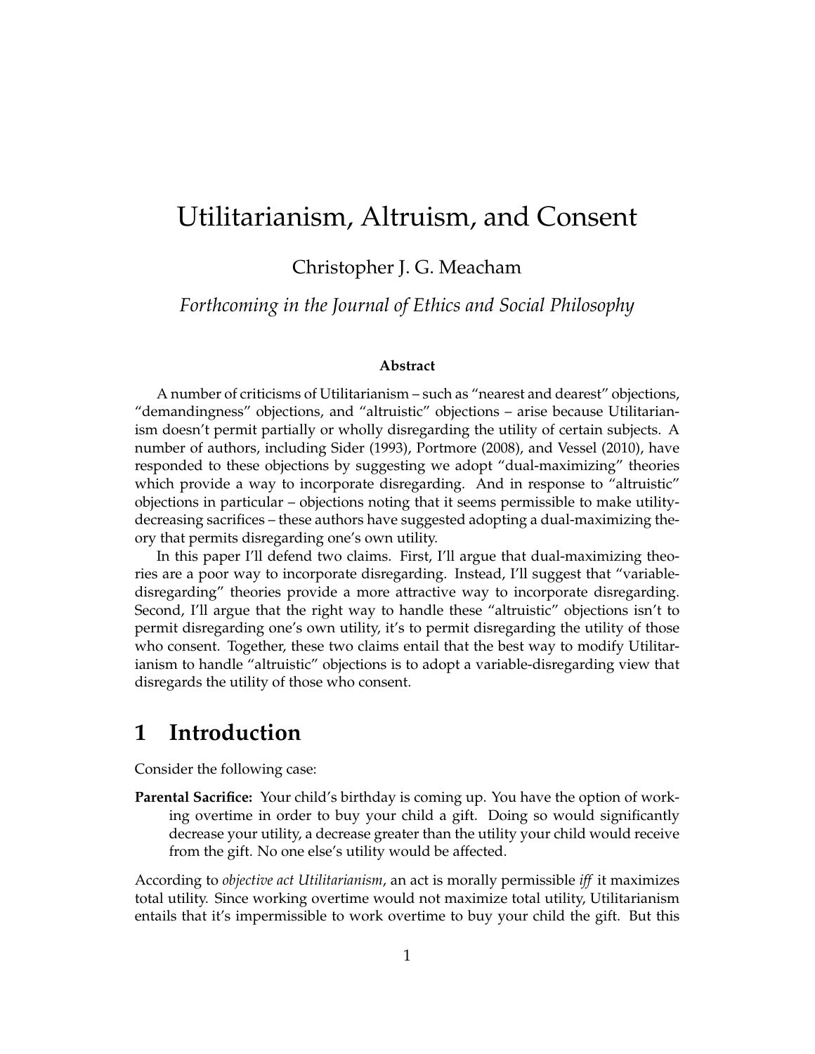# Utilitarianism, Altruism, and Consent

Christopher J. G. Meacham

*Forthcoming in the Journal of Ethics and Social Philosophy*

**Abstract**

A number of criticisms of Utilitarianism – such as "nearest and dearest" objections, "demandingness" objections, and "altruistic" objections – arise because Utilitarianism doesn't permit partially or wholly disregarding the utility of certain subjects. A number of authors, including Sider (1993), Portmore (2008), and Vessel (2010), have responded to these objections by suggesting we adopt "dual-maximizing" theories which provide a way to incorporate disregarding. And in response to "altruistic" objections in particular – objections noting that it seems permissible to make utility-decreasing sacrifices – these authors have suggested adopting a dual-maximizing theory that permits disregarding one's own utility.

In this paper I'll defend two claims. First, I'll argue that dual-maximizing theories are a poor way to incorporate disregarding. Instead, I'll suggest that "variable-disregarding" theories provide a more attractive way to incorporate disregarding. Second, I'll argue that the right way to handle these "altruistic" objections isn't to permit disregarding one's own utility, it's to permit disregarding the utility of those who consent. Together, these two claims entail that the best way to modify Utilitarianism to handle "altruistic" objections is to adopt a variable-disregarding view that disregards the utility of those who consent.

## 1 Introduction

Consider the following case:

**Parental Sacrifice:** Your child's birthday is coming up. You have the option of working overtime in order to buy your child a gift. Doing so would significantly decrease your utility, a decrease greater than the utility your child would receive from the gift. No one else's utility would be affected.

According to *objective act Utilitarianism*, an act is morally permissible *iff* it maximizes total utility. Since working overtime would not maximize total utility, Utilitarianism entails that it's impermissible to work overtime to buy your child the gift. But this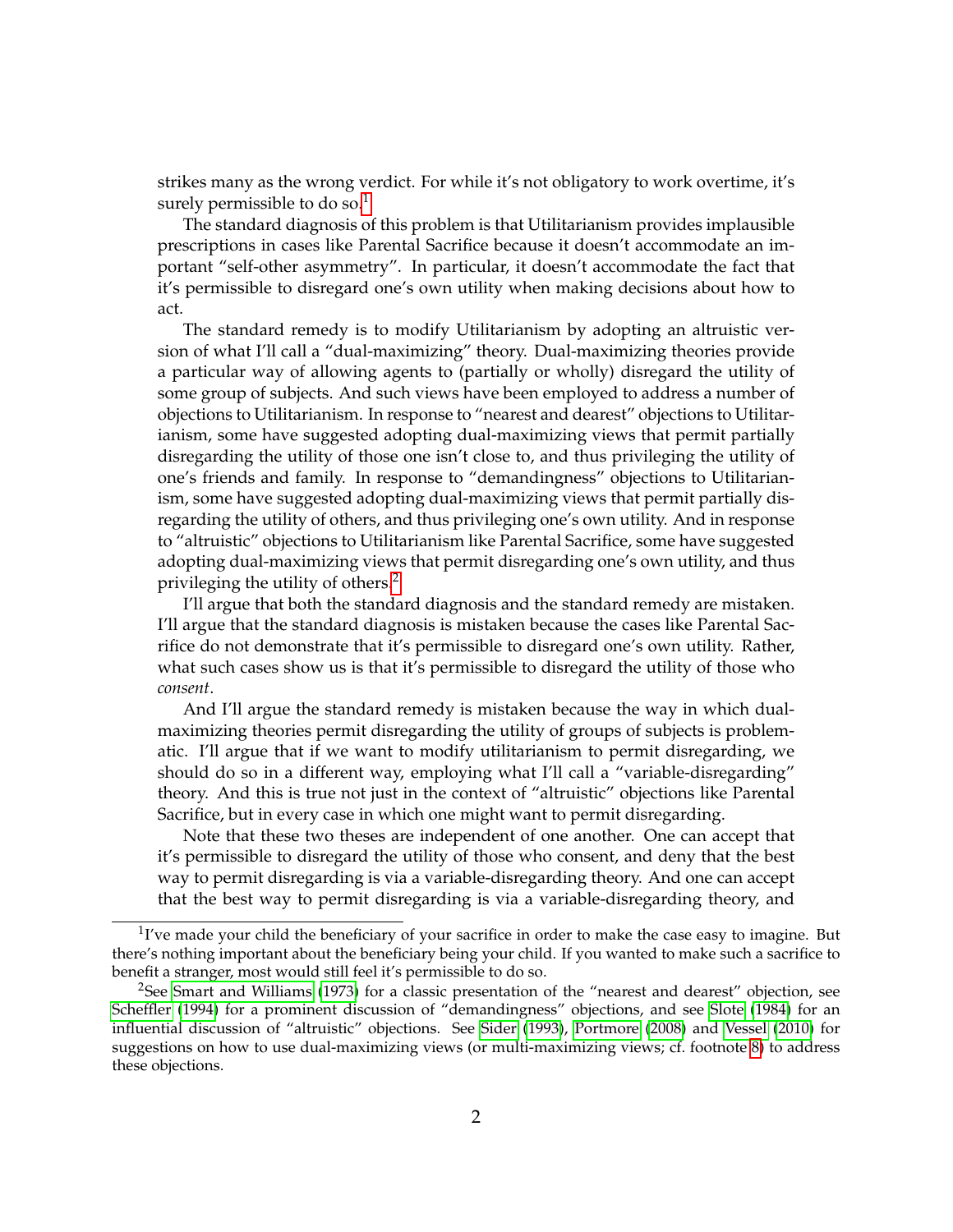strikes many as the wrong verdict. For while it's not obligatory to work overtime, it's surely permissible to do so.[1]

The standard diagnosis of this problem is that Utilitarianism provides implausible prescriptions in cases like Parental Sacrifice because it doesn't accommodate an important "self-other asymmetry". In particular, it doesn't accommodate the fact that it's permissible to disregard one's own utility when making decisions about how to act.

The standard remedy is to modify Utilitarianism by adopting an altruistic version of what I'll call a "dual-maximizing" theory. Dual-maximizing theories provide a particular way of allowing agents to (partially or wholly) disregard the utility of some group of subjects. And such views have been employed to address a number of objections to Utilitarianism. In response to "nearest and dearest" objections to Utilitarianism, some have suggested adopting dual-maximizing views that permit partially disregarding the utility of those one isn't close to, and thus privileging the utility of one's friends and family. In response to "demandingness" objections to Utilitarianism, some have suggested adopting dual-maximizing views that permit partially disregarding the utility of others, and thus privileging one's own utility. And in response to "altruistic" objections to Utilitarianism like Parental Sacrifice, some have suggested adopting dual-maximizing views that permit disregarding one's own utility, and thus privileging the utility of others.[2]

I'll argue that both the standard diagnosis and the standard remedy are mistaken. I'll argue that the standard diagnosis is mistaken because the cases like Parental Sacrifice do not demonstrate that it's permissible to disregard one's own utility. Rather, what such cases show us is that it's permissible to disregard the utility of those who *consent*.

And I'll argue the standard remedy is mistaken because the way in which dual-maximizing theories permit disregarding the utility of groups of subjects is problematic. I'll argue that if we want to modify utilitarianism to permit disregarding, we should do so in a different way, employing what I'll call a "variable-disregarding" theory. And this is true not just in the context of "altruistic" objections like Parental Sacrifice, but in every case in which one might want to permit disregarding.

Note that these two theses are independent of one another. One can accept that it's permissible to disregard the utility of those who consent, and deny that the best way to permit disregarding is via a variable-disregarding theory. And one can accept that the best way to permit disregarding is via a variable-disregarding theory, and

[1] I've made your child the beneficiary of your sacrifice in order to make the case easy to imagine. But there's nothing important about the beneficiary being your child. If you wanted to make such a sacrifice to benefit a stranger, most would still feel it's permissible to do so.

[2] See Smart and Williams (1973) for a classic presentation of the "nearest and dearest" objection, see Scheffler (1994) for a prominent discussion of "demandingness" objections, and see Slote (1984) for an influential discussion of "altruistic" objections. See Sider (1993), Portmore (2008) and Vessel (2010) for suggestions on how to use dual-maximizing views (or multi-maximizing views; cf. footnote 8) to address these objections.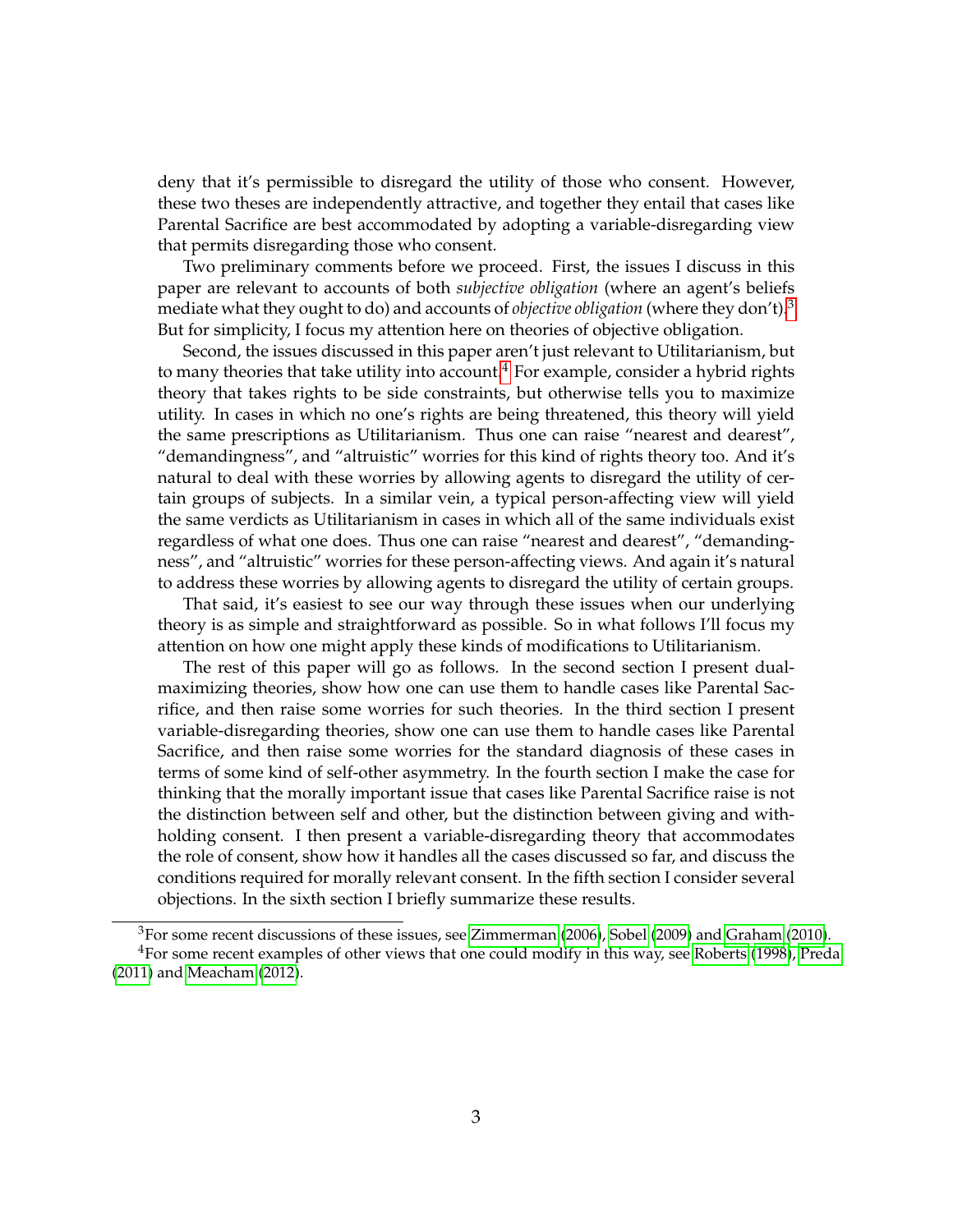deny that it's permissible to disregard the utility of those who consent. However, these two theses are independently attractive, and together they entail that cases like Parental Sacrifice are best accommodated by adopting a variable-disregarding view that permits disregarding those who consent.

Two preliminary comments before we proceed. First, the issues I discuss in this paper are relevant to accounts of both *subjective obligation* (where an agent's beliefs mediate what they ought to do) and accounts of *objective obligation* (where they don't).[3] But for simplicity, I focus my attention here on theories of objective obligation.

Second, the issues discussed in this paper aren't just relevant to Utilitarianism, but to many theories that take utility into account.[4] For example, consider a hybrid rights theory that takes rights to be side constraints, but otherwise tells you to maximize utility. In cases in which no one's rights are being threatened, this theory will yield the same prescriptions as Utilitarianism. Thus one can raise "nearest and dearest", "demandingness", and "altruistic" worries for this kind of rights theory too. And it's natural to deal with these worries by allowing agents to disregard the utility of certain groups of subjects. In a similar vein, a typical person-affecting view will yield the same verdicts as Utilitarianism in cases in which all of the same individuals exist regardless of what one does. Thus one can raise "nearest and dearest", "demandingness", and "altruistic" worries for these person-affecting views. And again it's natural to address these worries by allowing agents to disregard the utility of certain groups.

That said, it's easiest to see our way through these issues when our underlying theory is as simple and straightforward as possible. So in what follows I'll focus my attention on how one might apply these kinds of modifications to Utilitarianism.

The rest of this paper will go as follows. In the second section I present dual-maximizing theories, show how one can use them to handle cases like Parental Sacrifice, and then raise some worries for such theories. In the third section I present variable-disregarding theories, show one can use them to handle cases like Parental Sacrifice, and then raise some worries for the standard diagnosis of these cases in terms of some kind of self-other asymmetry. In the fourth section I make the case for thinking that the morally important issue that cases like Parental Sacrifice raise is not the distinction between self and other, but the distinction between giving and withholding consent. I then present a variable-disregarding theory that accommodates the role of consent, show how it handles all the cases discussed so far, and discuss the conditions required for morally relevant consent. In the fifth section I consider several objections. In the sixth section I briefly summarize these results.

[3] For some recent discussions of these issues, see Zimmerman (2006), Sobel (2009) and Graham (2010).

[4] For some recent examples of other views that one could modify in this way, see Roberts (1998), Preda (2011) and Meacham (2012).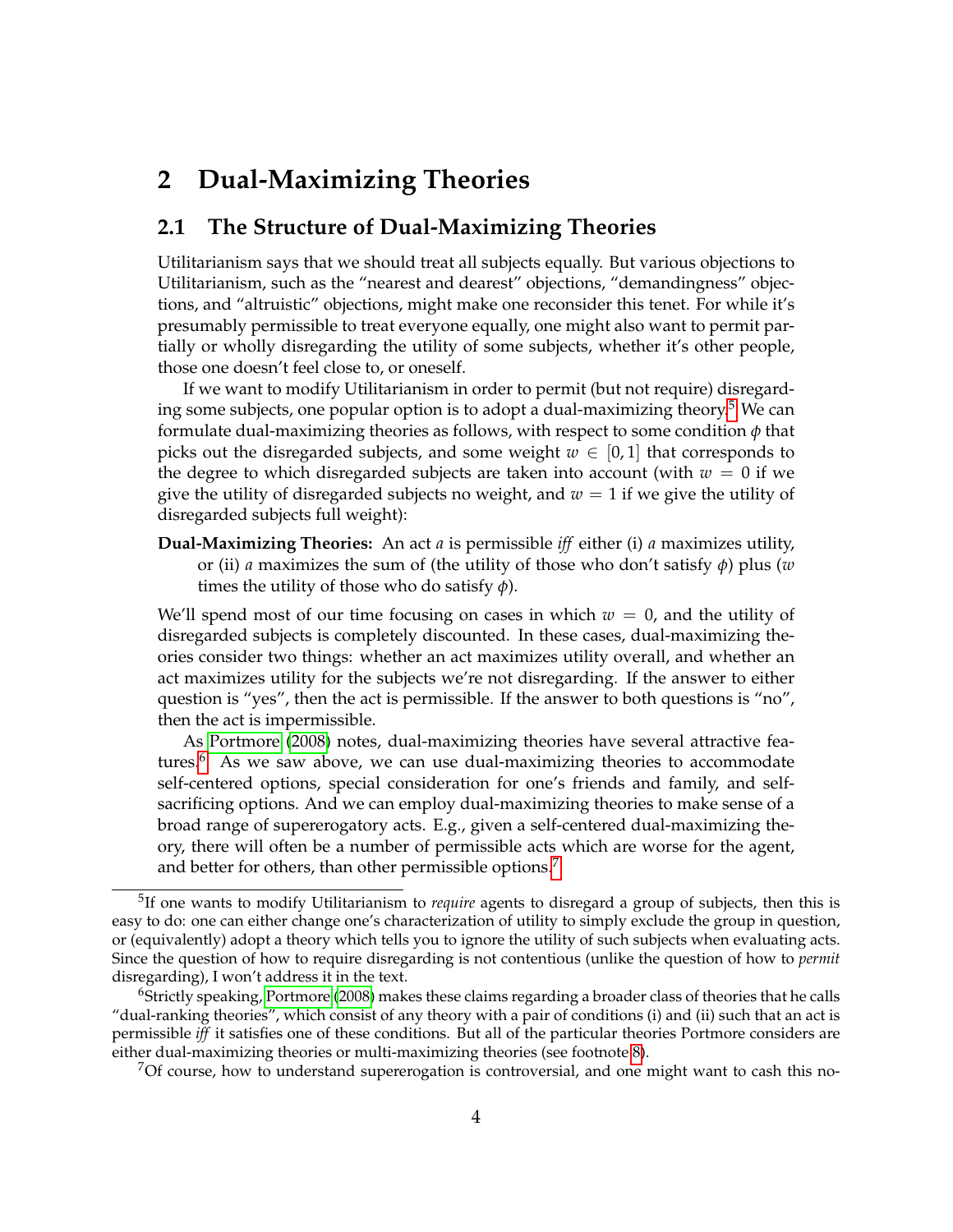## 2 Dual-Maximizing Theories

### 2.1 The Structure of Dual-Maximizing Theories

Utilitarianism says that we should treat all subjects equally. But various objections to Utilitarianism, such as the "nearest and dearest" objections, "demandingness" objections, and "altruistic" objections, might make one reconsider this tenet. For while it's presumably permissible to treat everyone equally, one might also want to permit partially or wholly disregarding the utility of some subjects, whether it's other people, those one doesn't feel close to, or oneself.

If we want to modify Utilitarianism in order to permit (but not require) disregarding some subjects, one popular option is to adopt a dual-maximizing theory.[5] We can formulate dual-maximizing theories as follows, with respect to some condition $\phi$ that picks out the disregarded subjects, and some weight $w \in [0, 1]$ that corresponds to the degree to which disregarded subjects are taken into account (with $w = 0$ if we give the utility of disregarded subjects no weight, and $w = 1$ if we give the utility of disregarded subjects full weight):

**Dual-Maximizing Theories:** An act $a$ is permissible *iff* either (i) $a$ maximizes utility, or (ii) $a$ maximizes the sum of (the utility of those who don't satisfy $\phi$) plus ($w$ times the utility of those who do satisfy $\phi$).

We'll spend most of our time focusing on cases in which $w = 0$, and the utility of disregarded subjects is completely discounted. In these cases, dual-maximizing theories consider two things: whether an act maximizes utility overall, and whether an act maximizes utility for the subjects we're not disregarding. If the answer to either question is "yes", then the act is permissible. If the answer to both questions is "no", then the act is impermissible.

As Portmore (2008) notes, dual-maximizing theories have several attractive features.[6] As we saw above, we can use dual-maximizing theories to accommodate self-centered options, special consideration for one's friends and family, and self-sacrificing options. And we can employ dual-maximizing theories to make sense of a broad range of supererogatory acts. E.g., given a self-centered dual-maximizing theory, there will often be a number of permissible acts which are worse for the agent, and better for others, than other permissible options.[7]

[5] If one wants to modify Utilitarianism to *require* agents to disregard a group of subjects, then this is easy to do: one can either change one's characterization of utility to simply exclude the group in question, or (equivalently) adopt a theory which tells you to ignore the utility of such subjects when evaluating acts. Since the question of how to require disregarding is not contentious (unlike the question of how to *permit* disregarding), I won't address it in the text.

[6] Strictly speaking, Portmore (2008) makes these claims regarding a broader class of theories that he calls "dual-ranking theories", which consist of any theory with a pair of conditions (i) and (ii) such that an act is permissible *iff* it satisfies one of these conditions. But all of the particular theories Portmore considers are either dual-maximizing theories or multi-maximizing theories (see footnote 8).

[7] Of course, how to understand supererogation is controversial, and one might want to cash this no-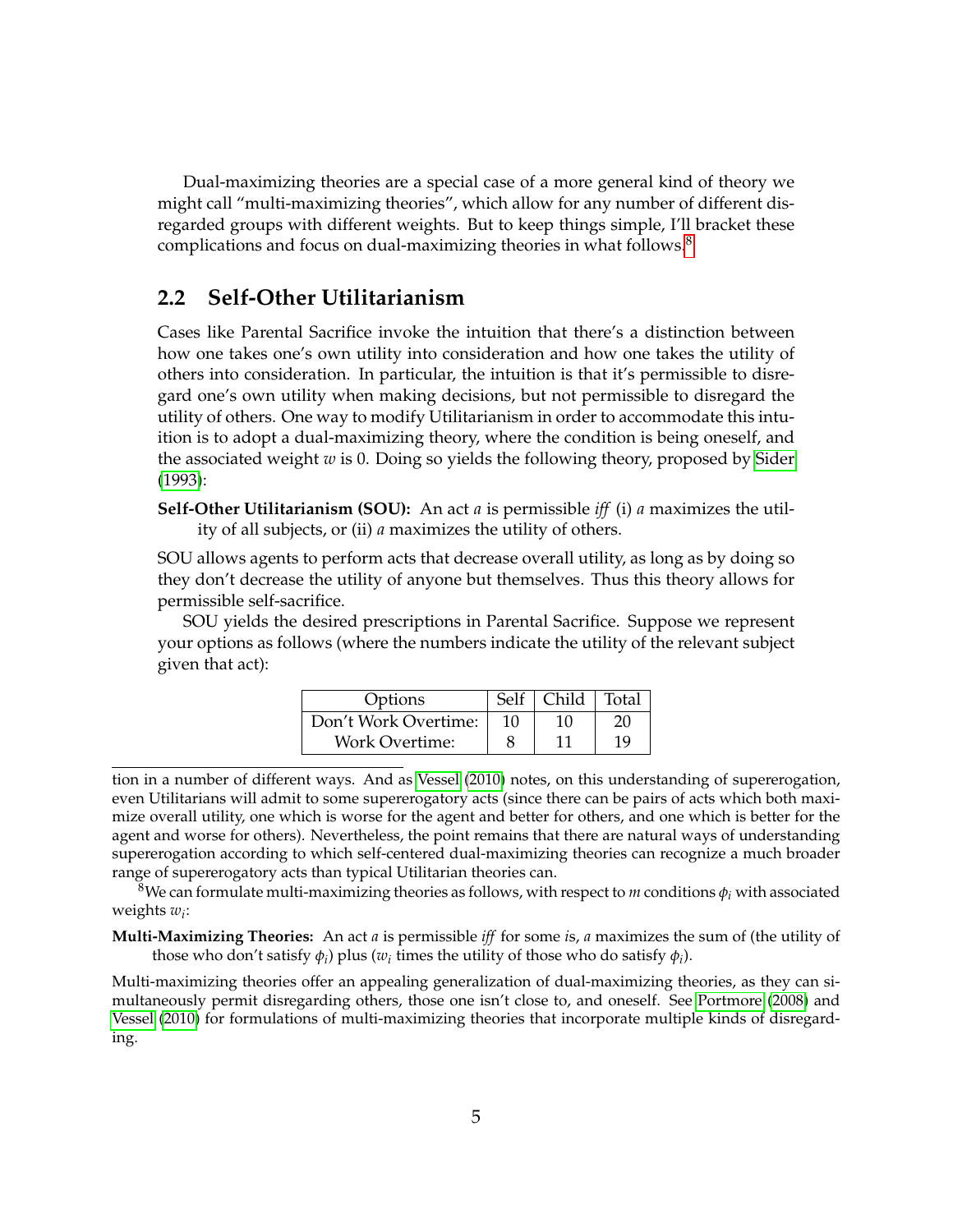Dual-maximizing theories are a special case of a more general kind of theory we might call "multi-maximizing theories", which allow for any number of different disregarded groups with different weights. But to keep things simple, I'll bracket these complications and focus on dual-maximizing theories in what follows.[8]

## 2.2 Self-Other Utilitarianism

Cases like Parental Sacrifice invoke the intuition that there's a distinction between how one takes one's own utility into consideration and how one takes the utility of others into consideration. In particular, the intuition is that it's permissible to disregard one's own utility when making decisions, but not permissible to disregard the utility of others. One way to modify Utilitarianism in order to accommodate this intuition is to adopt a dual-maximizing theory, where the condition is being oneself, and the associated weight $w$ is 0. Doing so yields the following theory, proposed by Sider (1993):

**Self-Other Utilitarianism (SOU):** An act $a$ is permissible *iff* (i) $a$ maximizes the utility of all subjects, or (ii) $a$ maximizes the utility of others.

SOU allows agents to perform acts that decrease overall utility, as long as by doing so they don't decrease the utility of anyone but themselves. Thus this theory allows for permissible self-sacrifice.

SOU yields the desired prescriptions in Parental Sacrifice. Suppose we represent your options as follows (where the numbers indicate the utility of the relevant subject given that act):

| Options | Self | Child | Total |
|---|---|---|---|
| Don't Work Overtime: | 10 | 10 | 20 |
| Work Overtime: | 8 | 11 | 19 |

tion in a number of different ways. And as Vessel (2010) notes, on this understanding of supererogation, even Utilitarians will admit to some supererogatory acts (since there can be pairs of acts which both maximize overall utility, one which is worse for the agent and better for others, and one which is better for the agent and worse for others). Nevertheless, the point remains that there are natural ways of understanding supererogation according to which self-centered dual-maximizing theories can recognize a much broader range of supererogatory acts than typical Utilitarian theories can.

[8] We can formulate multi-maximizing theories as follows, with respect to $m$ conditions $\phi_i$ with associated weights $w_i$:

**Multi-Maximizing Theories:** An act $a$ is permissible *iff* for some $i$s, $a$ maximizes the sum of (the utility of those who don't satisfy $\phi_i$) plus ($w_i$ times the utility of those who do satisfy $\phi_i$).

Multi-maximizing theories offer an appealing generalization of dual-maximizing theories, as they can simultaneously permit disregarding others, those one isn't close to, and oneself. See Portmore (2008) and Vessel (2010) for formulations of multi-maximizing theories that incorporate multiple kinds of disregarding.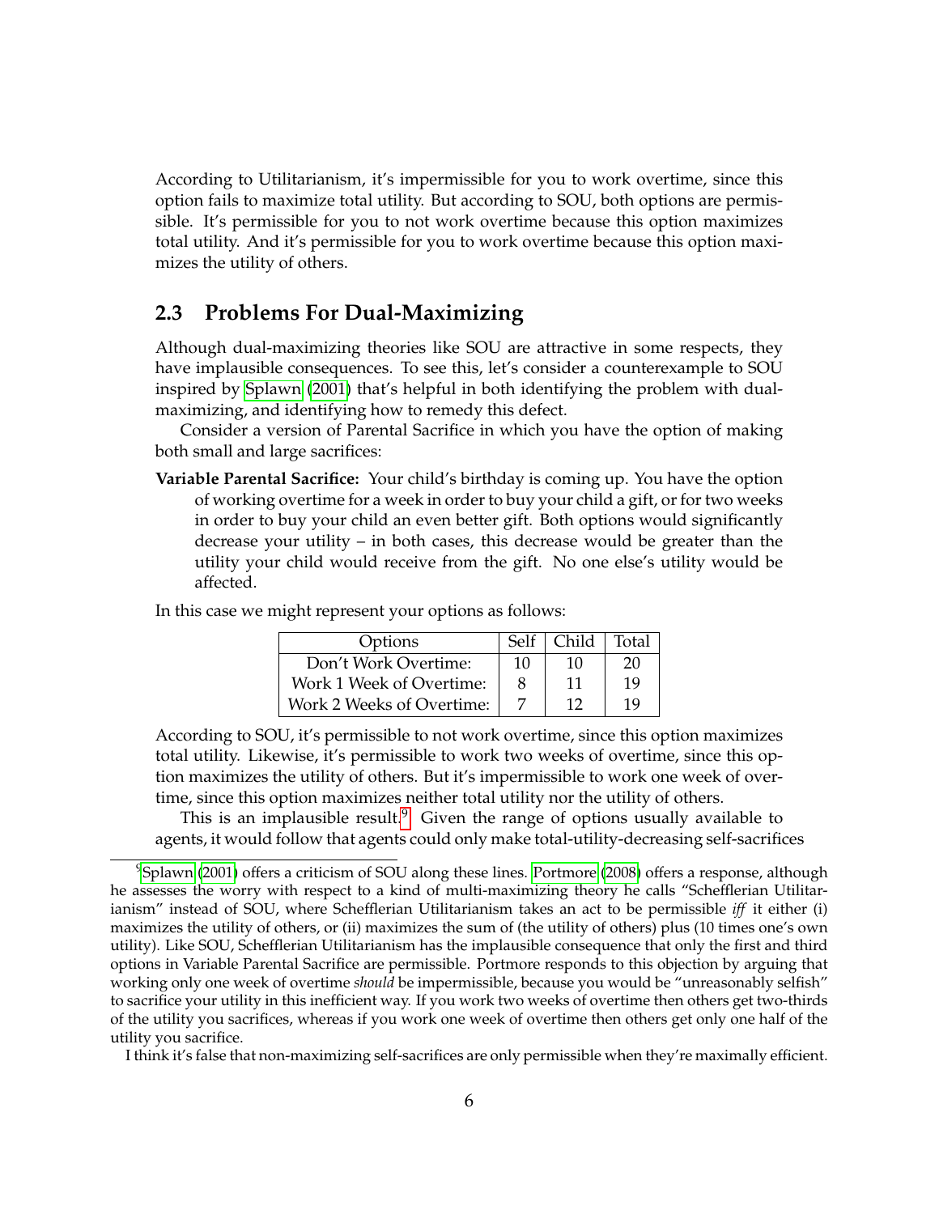According to Utilitarianism, it's impermissible for you to work overtime, since this option fails to maximize total utility. But according to SOU, both options are permissible. It's permissible for you to not work overtime because this option maximizes total utility. And it's permissible for you to work overtime because this option maximizes the utility of others.

## 2.3 Problems For Dual-Maximizing

Although dual-maximizing theories like SOU are attractive in some respects, they have implausible consequences. To see this, let's consider a counterexample to SOU inspired by Splawn (2001) that's helpful in both identifying the problem with dual-maximizing, and identifying how to remedy this defect.

Consider a version of Parental Sacrifice in which you have the option of making both small and large sacrifices:

**Variable Parental Sacrifice:** Your child's birthday is coming up. You have the option of working overtime for a week in order to buy your child a gift, or for two weeks in order to buy your child an even better gift. Both options would significantly decrease your utility – in both cases, this decrease would be greater than the utility your child would receive from the gift. No one else's utility would be affected.

In this case we might represent your options as follows:

| Options | Self | Child | Total |
|---|---|---|---|
| Don't Work Overtime: | 10 | 10 | 20 |
| Work 1 Week of Overtime: | 8 | 11 | 19 |
| Work 2 Weeks of Overtime: | 7 | 12 | 19 |

According to SOU, it's permissible to not work overtime, since this option maximizes total utility. Likewise, it's permissible to work two weeks of overtime, since this option maximizes the utility of others. But it's impermissible to work one week of overtime, since this option maximizes neither total utility nor the utility of others.

This is an implausible result.[9] Given the range of options usually available to agents, it would follow that agents could only make total-utility-decreasing self-sacrifices

[9] Splawn (2001) offers a criticism of SOU along these lines. Portmore (2008) offers a response, although he assesses the worry with respect to a kind of multi-maximizing theory he calls "Schefflerian Utilitarianism" instead of SOU, where Schefflerian Utilitarianism takes an act to be permissible *iff* it either (i) maximizes the utility of others, or (ii) maximizes the sum of (the utility of others) plus (10 times one's own utility). Like SOU, Schefflerian Utilitarianism has the implausible consequence that only the first and third options in Variable Parental Sacrifice are permissible. Portmore responds to this objection by arguing that working only one week of overtime *should* be impermissible, because you would be "unreasonably selfish" to sacrifice your utility in this inefficient way. If you work two weeks of overtime then others get two-thirds of the utility you sacrifices, whereas if you work one week of overtime then others get only one half of the utility you sacrifice.

I think it's false that non-maximizing self-sacrifices are only permissible when they're maximally efficient.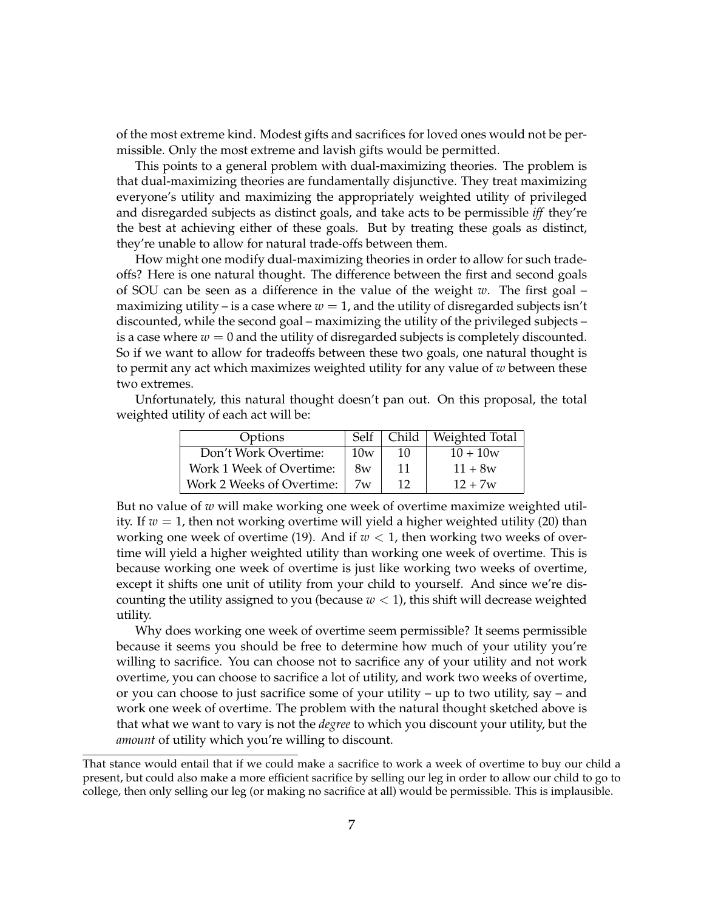of the most extreme kind. Modest gifts and sacrifices for loved ones would not be permissible. Only the most extreme and lavish gifts would be permitted.

This points to a general problem with dual-maximizing theories. The problem is that dual-maximizing theories are fundamentally disjunctive. They treat maximizing everyone's utility and maximizing the appropriately weighted utility of privileged and disregarded subjects as distinct goals, and take acts to be permissible *iff* they're the best at achieving either of these goals. But by treating these goals as distinct, they're unable to allow for natural trade-offs between them.

How might one modify dual-maximizing theories in order to allow for such tradeoffs? Here is one natural thought. The difference between the first and second goals of SOU can be seen as a difference in the value of the weight $w$. The first goal – maximizing utility – is a case where $w = 1$, and the utility of disregarded subjects isn't discounted, while the second goal – maximizing the utility of the privileged subjects – is a case where $w = 0$ and the utility of disregarded subjects is completely discounted. So if we want to allow for tradeoffs between these two goals, one natural thought is to permit any act which maximizes weighted utility for any value of $w$ between these two extremes.

Unfortunately, this natural thought doesn't pan out. On this proposal, the total weighted utility of each act will be:

| Options | Self | Child | Weighted Total |
|---|---|---|---|
| Don't Work Overtime: | 10w | 10 | 10 + 10w |
| Work 1 Week of Overtime: | 8w | 11 | 11 + 8w |
| Work 2 Weeks of Overtime: | 7w | 12 | 12 + 7w |

But no value of $w$ will make working one week of overtime maximize weighted utility. If $w = 1$, then not working overtime will yield a higher weighted utility (20) than working one week of overtime (19). And if $w < 1$, then working two weeks of overtime will yield a higher weighted utility than working one week of overtime. This is because working one week of overtime is just like working two weeks of overtime, except it shifts one unit of utility from your child to yourself. And since we're discounting the utility assigned to you (because $w < 1$), this shift will decrease weighted utility.

Why does working one week of overtime seem permissible? It seems permissible because it seems you should be free to determine how much of your utility you're willing to sacrifice. You can choose not to sacrifice any of your utility and not work overtime, you can choose to sacrifice a lot of utility, and work two weeks of overtime, or you can choose to just sacrifice some of your utility – up to two utility, say – and work one week of overtime. The problem with the natural thought sketched above is that what we want to vary is not the *degree* to which you discount your utility, but the *amount* of utility which you're willing to discount.

That stance would entail that if we could make a sacrifice to work a week of overtime to buy our child a present, but could also make a more efficient sacrifice by selling our leg in order to allow our child to go to college, then only selling our leg (or making no sacrifice at all) would be permissible. This is implausible.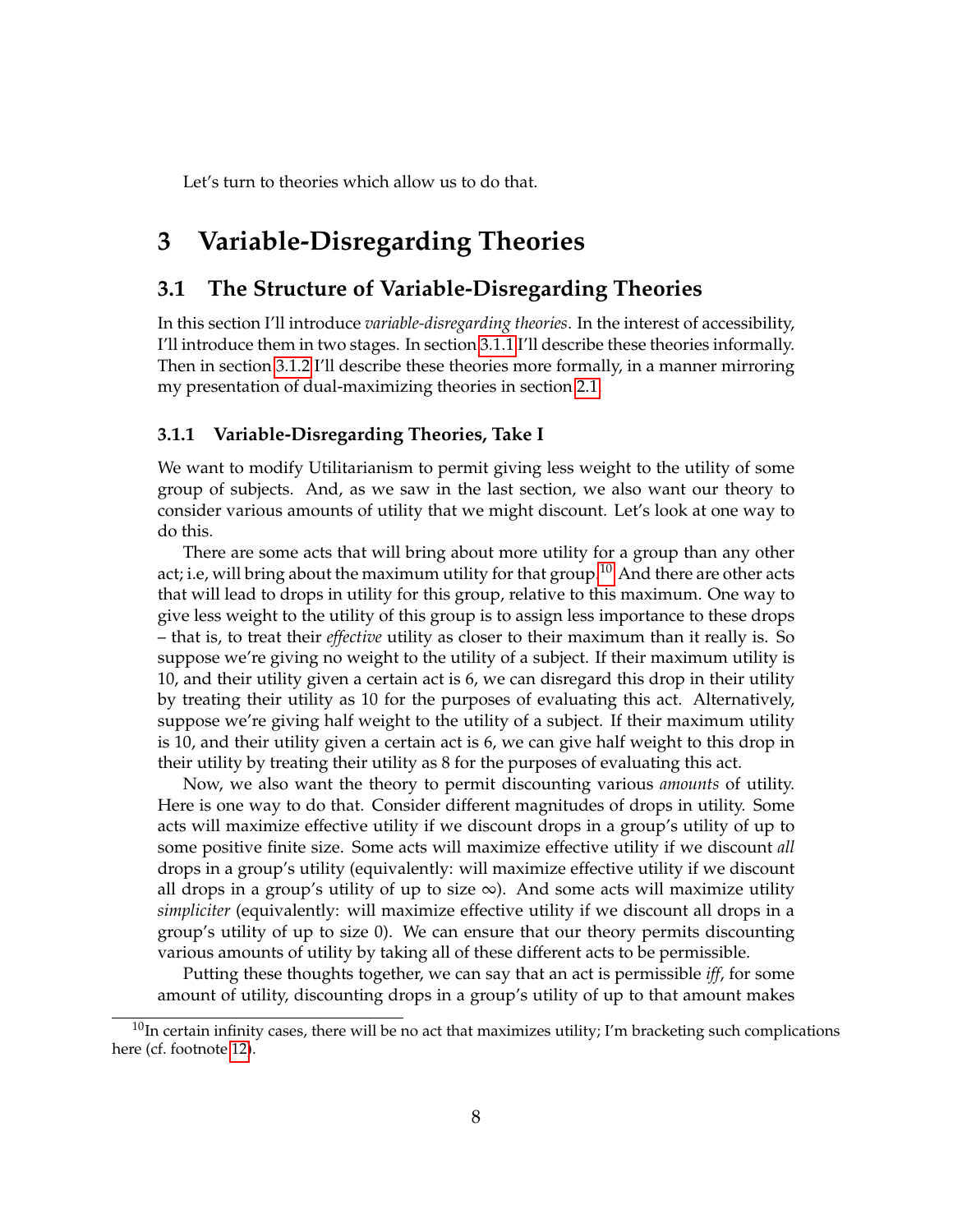Let's turn to theories which allow us to do that.

# 3 Variable-Disregarding Theories

## 3.1 The Structure of Variable-Disregarding Theories

In this section I'll introduce *variable-disregarding theories*. In the interest of accessibility, I'll introduce them in two stages. In section 3.1.1 I'll describe these theories informally. Then in section 3.1.2 I'll describe these theories more formally, in a manner mirroring my presentation of dual-maximizing theories in section 2.1.

### 3.1.1 Variable-Disregarding Theories, Take I

We want to modify Utilitarianism to permit giving less weight to the utility of some group of subjects. And, as we saw in the last section, we also want our theory to consider various amounts of utility that we might discount. Let's look at one way to do this.

There are some acts that will bring about more utility for a group than any other act; i.e, will bring about the maximum utility for that group.[10] And there are other acts that will lead to drops in utility for this group, relative to this maximum. One way to give less weight to the utility of this group is to assign less importance to these drops – that is, to treat their *effective* utility as closer to their maximum than it really is. So suppose we're giving no weight to the utility of a subject. If their maximum utility is 10, and their utility given a certain act is 6, we can disregard this drop in their utility by treating their utility as 10 for the purposes of evaluating this act. Alternatively, suppose we're giving half weight to the utility of a subject. If their maximum utility is 10, and their utility given a certain act is 6, we can give half weight to this drop in their utility by treating their utility as 8 for the purposes of evaluating this act.

Now, we also want the theory to permit discounting various *amounts* of utility. Here is one way to do that. Consider different magnitudes of drops in utility. Some acts will maximize effective utility if we discount drops in a group's utility of up to some positive finite size. Some acts will maximize effective utility if we discount *all* drops in a group's utility (equivalently: will maximize effective utility if we discount all drops in a group's utility of up to size $\infty$). And some acts will maximize utility *simpliciter* (equivalently: will maximize effective utility if we discount all drops in a group's utility of up to size 0). We can ensure that our theory permits discounting various amounts of utility by taking all of these different acts to be permissible.

Putting these thoughts together, we can say that an act is permissible *iff*, for some amount of utility, discounting drops in a group's utility of up to that amount makes

[10] In certain infinity cases, there will be no act that maximizes utility; I'm bracketing such complications here (cf. footnote 12).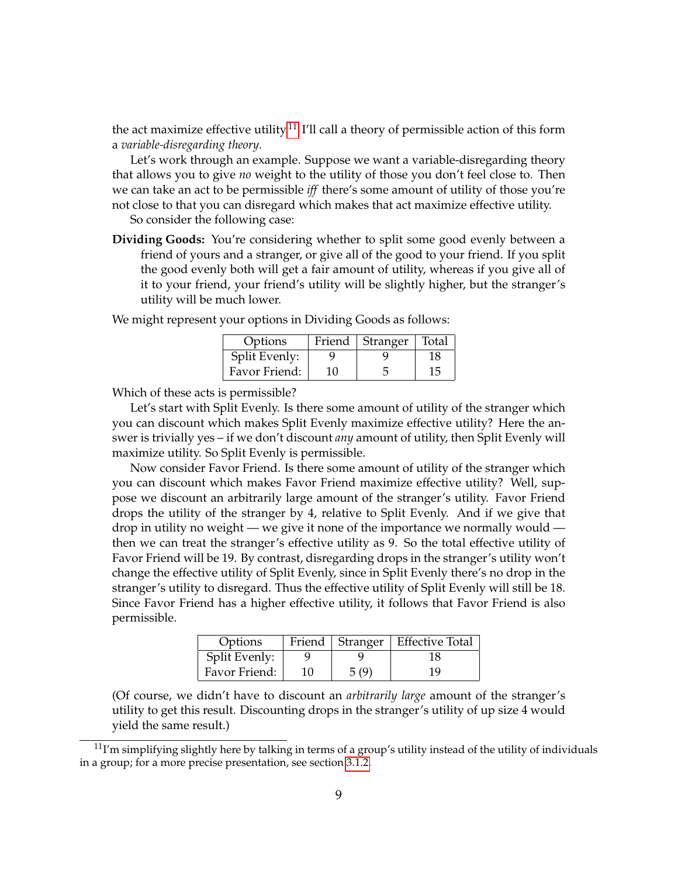the act maximize effective utility.[11] I'll call a theory of permissible action of this form a *variable-disregarding theory*.

Let's work through an example. Suppose we want a variable-disregarding theory that allows you to give *no* weight to the utility of those you don't feel close to. Then we can take an act to be permissible *iff* there's some amount of utility of those you're not close to that you can disregard which makes that act maximize effective utility.

So consider the following case:

**Dividing Goods:** You're considering whether to split some good evenly between a friend of yours and a stranger, or give all of the good to your friend. If you split the good evenly both will get a fair amount of utility, whereas if you give all of it to your friend, your friend's utility will be slightly higher, but the stranger's utility will be much lower.

We might represent your options in Dividing Goods as follows:

| Options | Friend | Stranger | Total |
|---|---|---|---|
| Split Evenly: | 9 | 9 | 18 |
| Favor Friend: | 10 | 5 | 15 |

Which of these acts is permissible?

Let's start with Split Evenly. Is there some amount of utility of the stranger which you can discount which makes Split Evenly maximize effective utility? Here the answer is trivially yes – if we don't discount *any* amount of utility, then Split Evenly will maximize utility. So Split Evenly is permissible.

Now consider Favor Friend. Is there some amount of utility of the stranger which you can discount which makes Favor Friend maximize effective utility? Well, suppose we discount an arbitrarily large amount of the stranger's utility. Favor Friend drops the utility of the stranger by 4, relative to Split Evenly. And if we give that drop in utility no weight — we give it none of the importance we normally would — then we can treat the stranger's effective utility as 9. So the total effective utility of Favor Friend will be 19. By contrast, disregarding drops in the stranger's utility won't change the effective utility of Split Evenly, since in Split Evenly there's no drop in the stranger's utility to disregard. Thus the effective utility of Split Evenly will still be 18. Since Favor Friend has a higher effective utility, it follows that Favor Friend is also permissible.

| Options | Friend | Stranger | Effective Total |
|---|---|---|---|
| Split Evenly: | 9 | 9 | 18 |
| Favor Friend: | 10 | 5 (9) | 19 |

(Of course, we didn't have to discount an *arbitrarily large* amount of the stranger's utility to get this result. Discounting drops in the stranger's utility of up size 4 would yield the same result.)

[11] I'm simplifying slightly here by talking in terms of a group's utility instead of the utility of individuals in a group; for a more precise presentation, see section 3.1.2.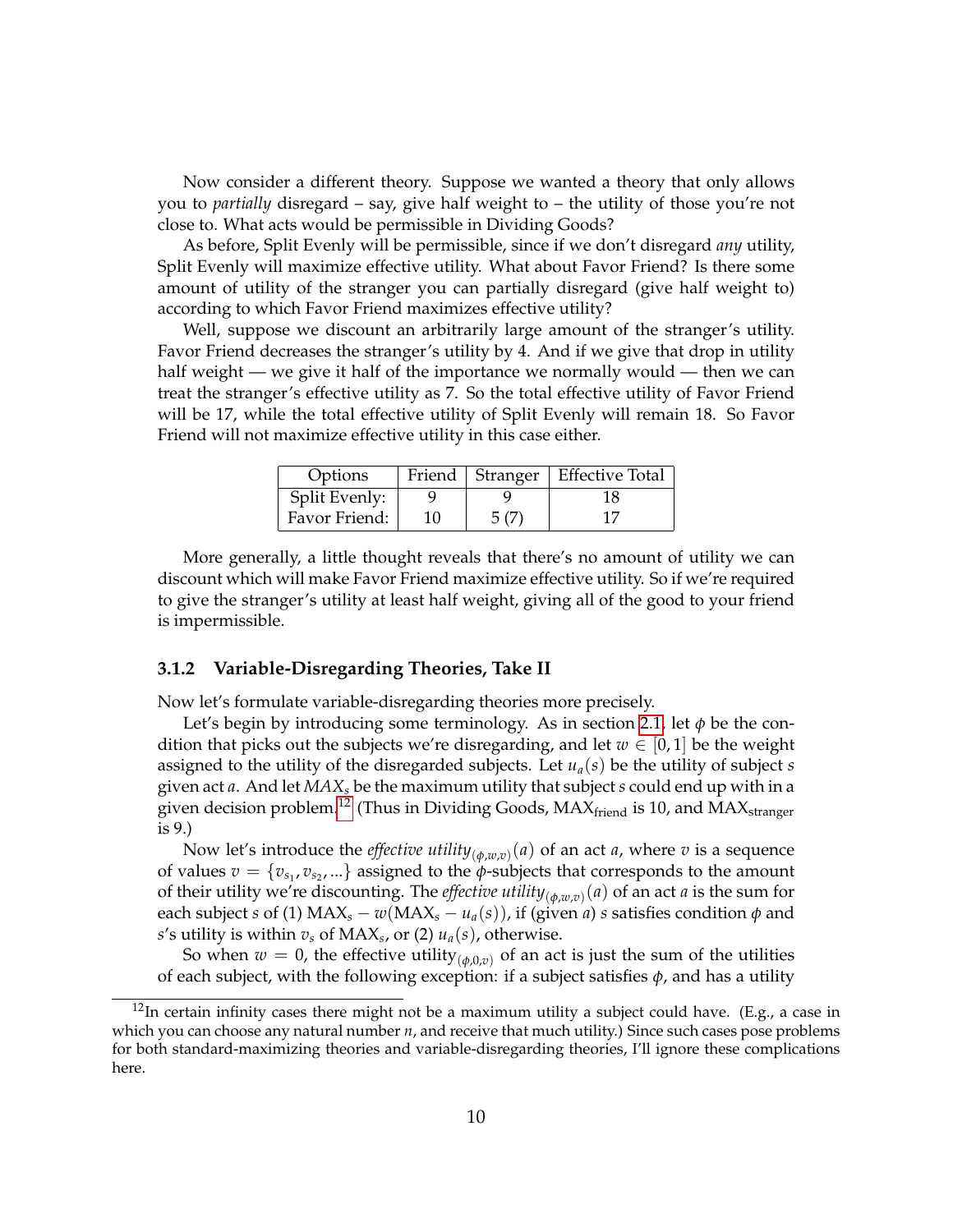Now consider a different theory. Suppose we wanted a theory that only allows you to *partially* disregard – say, give half weight to – the utility of those you're not close to. What acts would be permissible in Dividing Goods?

As before, Split Evenly will be permissible, since if we don't disregard *any* utility, Split Evenly will maximize effective utility. What about Favor Friend? Is there some amount of utility of the stranger you can partially disregard (give half weight to) according to which Favor Friend maximizes effective utility?

Well, suppose we discount an arbitrarily large amount of the stranger's utility. Favor Friend decreases the stranger's utility by 4. And if we give that drop in utility half weight — we give it half of the importance we normally would — then we can treat the stranger's effective utility as 7. So the total effective utility of Favor Friend will be 17, while the total effective utility of Split Evenly will remain 18. So Favor Friend will not maximize effective utility in this case either.

| Options | Friend | Stranger | Effective Total |
|---|---|---|---|
| Split Evenly: | 9 | 9 | 18 |
| Favor Friend: | 10 | 5 (7) | 17 |

More generally, a little thought reveals that there's no amount of utility we can discount which will make Favor Friend maximize effective utility. So if we're required to give the stranger's utility at least half weight, giving all of the good to your friend is impermissible.

### 3.1.2 Variable-Disregarding Theories, Take II

Now let's formulate variable-disregarding theories more precisely.

Let's begin by introducing some terminology. As in section 2.1, let $\phi$ be the condition that picks out the subjects we're disregarding, and let $w \in [0, 1]$ be the weight assigned to the utility of the disregarded subjects. Let $u_a(s)$ be the utility of subject $s$ given act $a$. And let $MAX_s$ be the maximum utility that subject $s$ could end up with in a given decision problem.[12] (Thus in Dividing Goods, $\text{MAX}_{\text{friend}}$ is 10, and $\text{MAX}_{\text{stranger}}$ is 9.)

Now let's introduce the *effective utility*$_{(\phi,w,v)}(a)$ of an act $a$, where $v$ is a sequence of values $v = \{v_{s_1}, v_{s_2}, ...\}$ assigned to the $\phi$-subjects that corresponds to the amount of their utility we're discounting. The *effective utility*$_{(\phi,w,v)}(a)$ of an act $a$ is the sum for each subject $s$ of (1) $\text{MAX}_s - w(\text{MAX}_s - u_a(s))$, if (given $a$) $s$ satisfies condition $\phi$ and $s$'s utility is within $v_s$ of $\text{MAX}_s$, or (2) $u_a(s)$, otherwise.

So when $w = 0$, the effective utility$_{(\phi,0,v)}$ of an act is just the sum of the utilities of each subject, with the following exception: if a subject satisfies $\phi$, and has a utility

[12] In certain infinity cases there might not be a maximum utility a subject could have. (E.g., a case in which you can choose any natural number $n$, and receive that much utility.) Since such cases pose problems for both standard-maximizing theories and variable-disregarding theories, I'll ignore these complications here.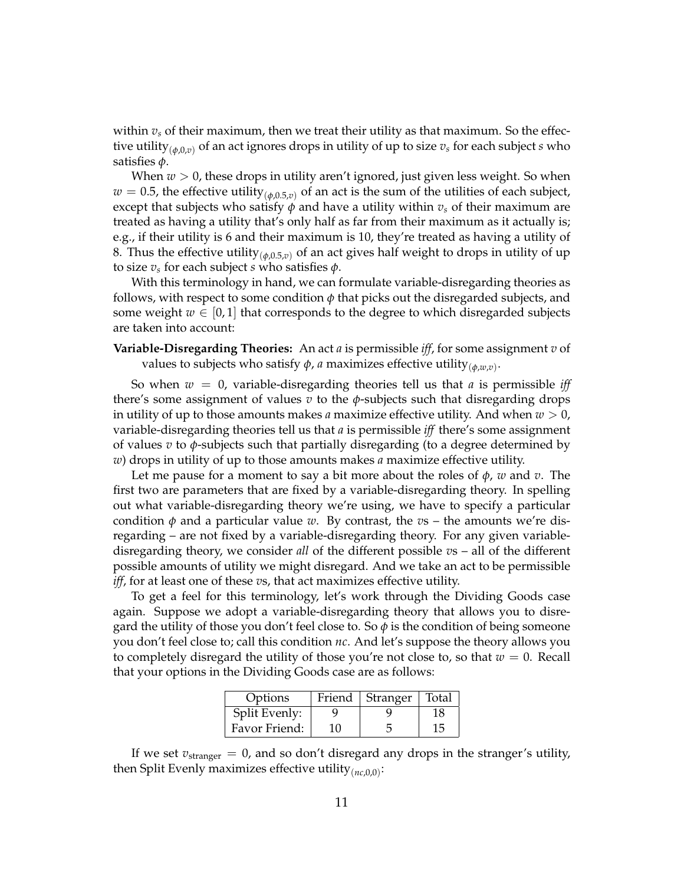within $v_s$ of their maximum, then we treat their utility as that maximum. So the effective utility$_{(\phi,0,v)}$ of an act ignores drops in utility of up to size $v_s$ for each subject $s$ who satisfies $\phi$.

When $w > 0$, these drops in utility aren't ignored, just given less weight. So when $w = 0.5$, the effective utility$_{(\phi,0.5,v)}$ of an act is the sum of the utilities of each subject, except that subjects who satisfy $\phi$ and have a utility within $v_s$ of their maximum are treated as having a utility that's only half as far from their maximum as it actually is; e.g., if their utility is 6 and their maximum is 10, they're treated as having a utility of 8. Thus the effective utility$_{(\phi,0.5,v)}$ of an act gives half weight to drops in utility of up to size $v_s$ for each subject $s$ who satisfies $\phi$.

With this terminology in hand, we can formulate variable-disregarding theories as follows, with respect to some condition $\phi$ that picks out the disregarded subjects, and some weight $w \in [0, 1]$ that corresponds to the degree to which disregarded subjects are taken into account:

**Variable-Disregarding Theories:** An act $a$ is permissible *iff*, for some assignment $v$ of values to subjects who satisfy $\phi$, $a$ maximizes effective utility$_{(\phi,w,v)}$.

So when $w = 0$, variable-disregarding theories tell us that $a$ is permissible *iff* there's some assignment of values $v$ to the $\phi$-subjects such that disregarding drops in utility of up to those amounts makes $a$ maximize effective utility. And when $w > 0$, variable-disregarding theories tell us that $a$ is permissible *iff* there's some assignment of values $v$ to $\phi$-subjects such that partially disregarding (to a degree determined by $w$) drops in utility of up to those amounts makes $a$ maximize effective utility.

Let me pause for a moment to say a bit more about the roles of $\phi$, $w$ and $v$. The first two are parameters that are fixed by a variable-disregarding theory. In spelling out what variable-disregarding theory we're using, we have to specify a particular condition $\phi$ and a particular value $w$. By contrast, the $v$s – the amounts we're disregarding – are not fixed by a variable-disregarding theory. For any given variable-disregarding theory, we consider *all* of the different possible $v$s – all of the different possible amounts of utility we might disregard. And we take an act to be permissible *iff*, for at least one of these $v$s, that act maximizes effective utility.

To get a feel for this terminology, let's work through the Dividing Goods case again. Suppose we adopt a variable-disregarding theory that allows you to disregard the utility of those you don't feel close to. So $\phi$ is the condition of being someone you don't feel close to; call this condition $nc$. And let's suppose the theory allows you to completely disregard the utility of those you're not close to, so that $w = 0$. Recall that your options in the Dividing Goods case are as follows:

| Options | Friend | Stranger | Total |
|---|---|---|---|
| Split Evenly: | 9 | 9 | 18 |
| Favor Friend: | 10 | 5 | 15 |

If we set $v_{\text{stranger}} = 0$, and so don't disregard any drops in the stranger's utility, then Split Evenly maximizes effective utility$_{(nc,0,0)}$: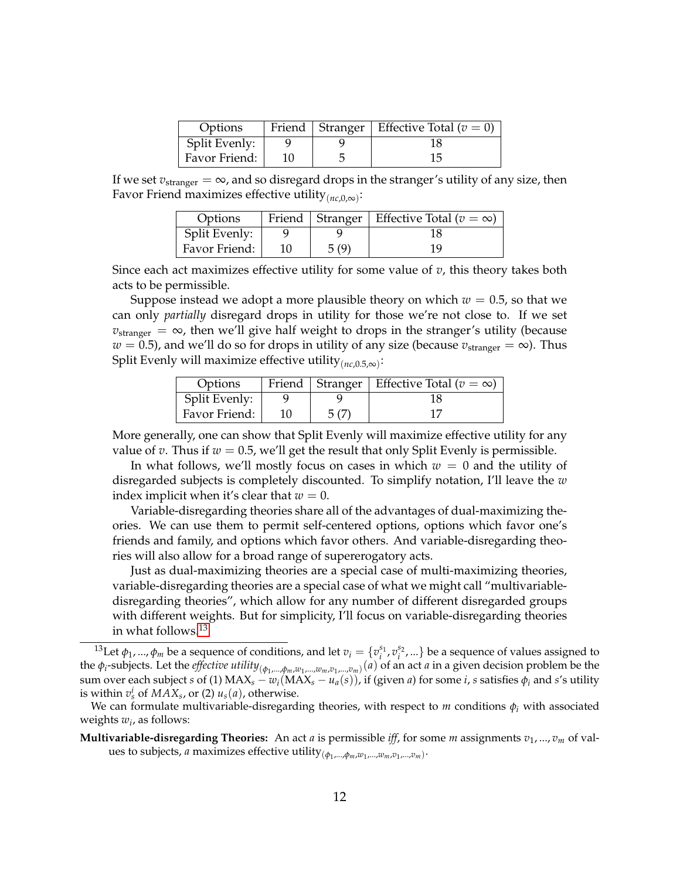| Options | Friend | Stranger | Effective Total ($v = 0$) |
|---|---|---|---|
| Split Evenly: | 9 | 9 | 18 |
| Favor Friend: | 10 | 5 | 15 |

If we set $v_{\text{stranger}} = \infty$, and so disregard drops in the stranger's utility of any size, then Favor Friend maximizes effective utility$_{(nc,0,\infty)}$:

| Options | Friend | Stranger | Effective Total ($v = \infty$) |
|---|---|---|---|
| Split Evenly: | 9 | 9 | 18 |
| Favor Friend: | 10 | 5 (9) | 19 |

Since each act maximizes effective utility for some value of $v$, this theory takes both acts to be permissible.

Suppose instead we adopt a more plausible theory on which $w = 0.5$, so that we can only *partially* disregard drops in utility for those we're not close to. If we set $v_{\text{stranger}} = \infty$, then we'll give half weight to drops in the stranger's utility (because $w = 0.5$), and we'll do so for drops in utility of any size (because $v_{\text{stranger}} = \infty$). Thus Split Evenly will maximize effective utility$_{(nc,0.5,\infty)}$:

| Options | Friend | Stranger | Effective Total ($v = \infty$) |
|---|---|---|---|
| Split Evenly: | 9 | 9 | 18 |
| Favor Friend: | 10 | 5 (7) | 17 |

More generally, one can show that Split Evenly will maximize effective utility for any value of $v$. Thus if $w = 0.5$, we'll get the result that only Split Evenly is permissible.

In what follows, we'll mostly focus on cases in which $w = 0$ and the utility of disregarded subjects is completely discounted. To simplify notation, I'll leave the $w$ index implicit when it's clear that $w = 0$.

Variable-disregarding theories share all of the advantages of dual-maximizing theories. We can use them to permit self-centered options, options which favor one's friends and family, and options which favor others. And variable-disregarding theories will also allow for a broad range of supererogatory acts.

Just as dual-maximizing theories are a special case of multi-maximizing theories, variable-disregarding theories are a special case of what we might call "multivariable-disregarding theories", which allow for any number of different disregarded groups with different weights. But for simplicity, I'll focus on variable-disregarding theories in what follows.[13]

---

[13] Let $\phi_1, ..., \phi_m$ be a sequence of conditions, and let $v_i = \{v_i^{s_1}, v_i^{s_2}, ...\}$ be a sequence of values assigned to the $\phi_i$-subjects. Let the *effective utility*$_{(\phi_1,...,\phi_m,w_1,...,w_m,v_1,...,v_m)}(a)$ of an act $a$ in a given decision problem be the sum over each subject $s$ of (1) $\text{MAX}_s - w_i(\text{MAX}_s - u_a(s))$, if (given $a$) for some $i$, $s$ satisfies $\phi_i$ and $s$'s utility is within $v_s^i$ of $MAX_s$, or (2) $u_s(a)$, otherwise.

We can formulate multivariable-disregarding theories, with respect to $m$ conditions $\phi_i$ with associated weights $w_i$, as follows:

**Multivariable-disregarding Theories:** An act $a$ is permissible *iff*, for some $m$ assignments $v_1, ..., v_m$ of values to subjects, $a$ maximizes effective utility$_{(\phi_1,...,\phi_m,w_1,...,w_m,v_1,...,v_m)}$.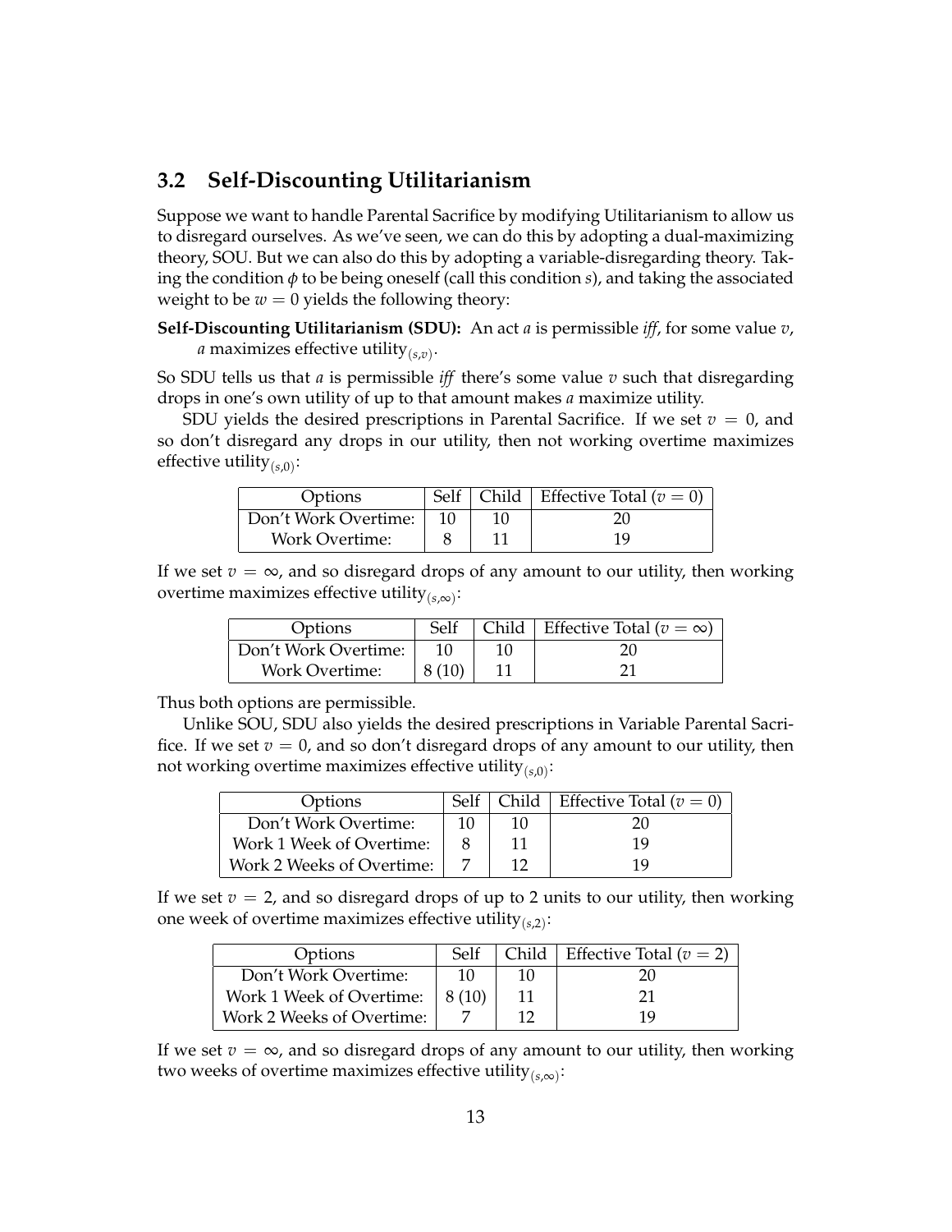## 3.2 Self-Discounting Utilitarianism

Suppose we want to handle Parental Sacrifice by modifying Utilitarianism to allow us to disregard ourselves. As we've seen, we can do this by adopting a dual-maximizing theory, SOU. But we can also do this by adopting a variable-disregarding theory. Taking the condition $\phi$ to be being oneself (call this condition $s$), and taking the associated weight to be $w = 0$ yields the following theory:

**Self-Discounting Utilitarianism (SDU):** An act $a$ is permissible *iff*, for some value $v$, $a$ maximizes effective utility$_{(s,v)}$.

So SDU tells us that $a$ is permissible *iff* there's some value $v$ such that disregarding drops in one's own utility of up to that amount makes $a$ maximize utility.

SDU yields the desired prescriptions in Parental Sacrifice. If we set $v = 0$, and so don't disregard any drops in our utility, then not working overtime maximizes effective utility$_{(s,0)}$:

| Options | Self | Child | Effective Total ($v = 0$) |
|---|---|---|---|
| Don't Work Overtime: | 10 | 10 | 20 |
| Work Overtime: | 8 | 11 | 19 |

If we set $v = \infty$, and so disregard drops of any amount to our utility, then working overtime maximizes effective utility$_{(s,\infty)}$:

| Options | Self | Child | Effective Total ($v = \infty$) |
|---|---|---|---|
| Don't Work Overtime: | 10 | 10 | 20 |
| Work Overtime: | 8 (10) | 11 | 21 |

Thus both options are permissible.

Unlike SOU, SDU also yields the desired prescriptions in Variable Parental Sacrifice. If we set $v = 0$, and so don't disregard drops of any amount to our utility, then not working overtime maximizes effective utility$_{(s,0)}$:

| Options | Self | Child | Effective Total ($v = 0$) |
|---|---|---|---|
| Don't Work Overtime: | 10 | 10 | 20 |
| Work 1 Week of Overtime: | 8 | 11 | 19 |
| Work 2 Weeks of Overtime: | 7 | 12 | 19 |

If we set $v = 2$, and so disregard drops of up to 2 units to our utility, then working one week of overtime maximizes effective utility$_{(s,2)}$:

| Options | Self | Child | Effective Total ($v = 2$) |
|---|---|---|---|
| Don't Work Overtime: | 10 | 10 | 20 |
| Work 1 Week of Overtime: | 8 (10) | 11 | 21 |
| Work 2 Weeks of Overtime: | 7 | 12 | 19 |

If we set $v = \infty$, and so disregard drops of any amount to our utility, then working two weeks of overtime maximizes effective utility$_{(s,\infty)}$: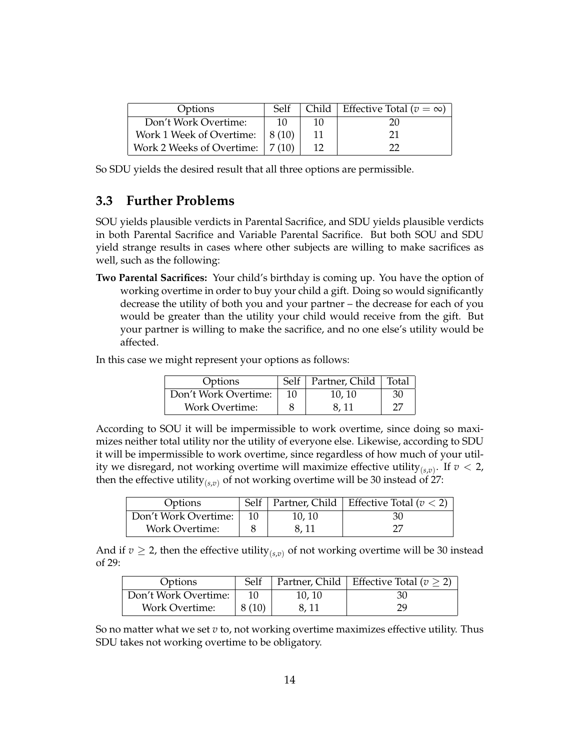| Options | Self | Child | Effective Total ($v = \infty$) |
|---|---|---|---|
| Don't Work Overtime: | 10 | 10 | 20 |
| Work 1 Week of Overtime: | 8 (10) | 11 | 21 |
| Work 2 Weeks of Overtime: | 7 (10) | 12 | 22 |

So SDU yields the desired result that all three options are permissible.

## 3.3 Further Problems

SOU yields plausible verdicts in Parental Sacrifice, and SDU yields plausible verdicts in both Parental Sacrifice and Variable Parental Sacrifice. But both SOU and SDU yield strange results in cases where other subjects are willing to make sacrifices as well, such as the following:

**Two Parental Sacrifices:** Your child's birthday is coming up. You have the option of working overtime in order to buy your child a gift. Doing so would significantly decrease the utility of both you and your partner – the decrease for each of you would be greater than the utility your child would receive from the gift. But your partner is willing to make the sacrifice, and no one else's utility would be affected.

In this case we might represent your options as follows:

| Options | Self | Partner, Child | Total |
|---|---|---|---|
| Don't Work Overtime: | 10 | 10, 10 | 30 |
| Work Overtime: | 8 | 8, 11 | 27 |

According to SOU it will be impermissible to work overtime, since doing so maximizes neither total utility nor the utility of everyone else. Likewise, according to SDU it will be impermissible to work overtime, since regardless of how much of your utility we disregard, not working overtime will maximize effective utility$_{(s,v)}$. If $v < 2$, then the effective utility$_{(s,v)}$ of not working overtime will be 30 instead of 27:

| Options | Self | Partner, Child | Effective Total ($v < 2$) |
|---|---|---|---|
| Don't Work Overtime: | 10 | 10, 10 | 30 |
| Work Overtime: | 8 | 8, 11 | 27 |

And if $v \geq 2$, then the effective utility$_{(s,v)}$ of not working overtime will be 30 instead of 29:

| Options | Self | Partner, Child | Effective Total ($v \geq 2$) |
|---|---|---|---|
| Don't Work Overtime: | 10 | 10, 10 | 30 |
| Work Overtime: | 8 (10) | 8, 11 | 29 |

So no matter what we set $v$ to, not working overtime maximizes effective utility. Thus SDU takes not working overtime to be obligatory.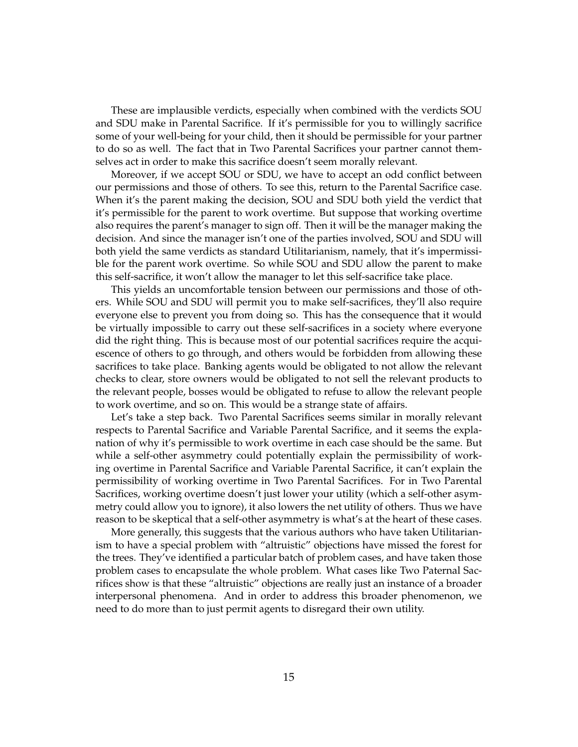These are implausible verdicts, especially when combined with the verdicts SOU and SDU make in Parental Sacrifice. If it's permissible for you to willingly sacrifice some of your well-being for your child, then it should be permissible for your partner to do so as well. The fact that in Two Parental Sacrifices your partner cannot themselves act in order to make this sacrifice doesn't seem morally relevant.

Moreover, if we accept SOU or SDU, we have to accept an odd conflict between our permissions and those of others. To see this, return to the Parental Sacrifice case. When it's the parent making the decision, SOU and SDU both yield the verdict that it's permissible for the parent to work overtime. But suppose that working overtime also requires the parent's manager to sign off. Then it will be the manager making the decision. And since the manager isn't one of the parties involved, SOU and SDU will both yield the same verdicts as standard Utilitarianism, namely, that it's impermissible for the parent work overtime. So while SOU and SDU allow the parent to make this self-sacrifice, it won't allow the manager to let this self-sacrifice take place.

This yields an uncomfortable tension between our permissions and those of others. While SOU and SDU will permit you to make self-sacrifices, they'll also require everyone else to prevent you from doing so. This has the consequence that it would be virtually impossible to carry out these self-sacrifices in a society where everyone did the right thing. This is because most of our potential sacrifices require the acquiescence of others to go through, and others would be forbidden from allowing these sacrifices to take place. Banking agents would be obligated to not allow the relevant checks to clear, store owners would be obligated to not sell the relevant products to the relevant people, bosses would be obligated to refuse to allow the relevant people to work overtime, and so on. This would be a strange state of affairs.

Let's take a step back. Two Parental Sacrifices seems similar in morally relevant respects to Parental Sacrifice and Variable Parental Sacrifice, and it seems the explanation of why it's permissible to work overtime in each case should be the same. But while a self-other asymmetry could potentially explain the permissibility of working overtime in Parental Sacrifice and Variable Parental Sacrifice, it can't explain the permissibility of working overtime in Two Parental Sacrifices. For in Two Parental Sacrifices, working overtime doesn't just lower your utility (which a self-other asymmetry could allow you to ignore), it also lowers the net utility of others. Thus we have reason to be skeptical that a self-other asymmetry is what's at the heart of these cases.

More generally, this suggests that the various authors who have taken Utilitarianism to have a special problem with "altruistic" objections have missed the forest for the trees. They've identified a particular batch of problem cases, and have taken those problem cases to encapsulate the whole problem. What cases like Two Paternal Sacrifices show is that these "altruistic" objections are really just an instance of a broader interpersonal phenomena. And in order to address this broader phenomenon, we need to do more than to just permit agents to disregard their own utility.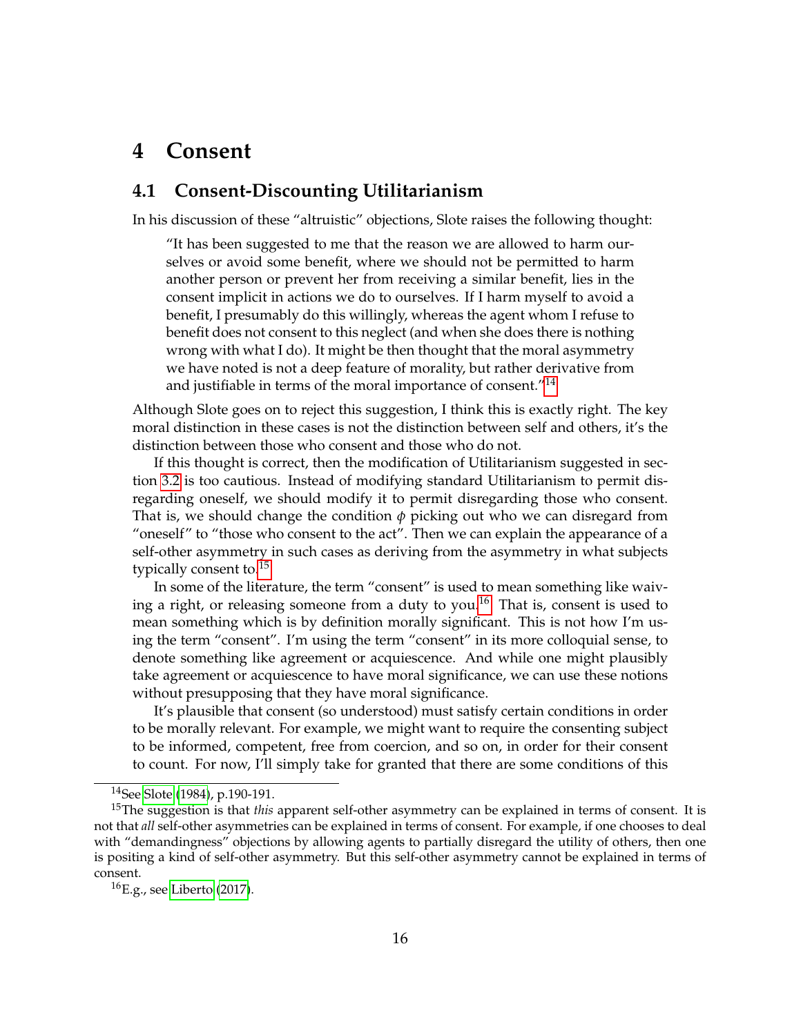# 4 Consent

## 4.1 Consent-Discounting Utilitarianism

In his discussion of these "altruistic" objections, Slote raises the following thought:

> "It has been suggested to me that the reason we are allowed to harm ourselves or avoid some benefit, where we should not be permitted to harm another person or prevent her from receiving a similar benefit, lies in the consent implicit in actions we do to ourselves. If I harm myself to avoid a benefit, I presumably do this willingly, whereas the agent whom I refuse to benefit does not consent to this neglect (and when she does there is nothing wrong with what I do). It might be then thought that the moral asymmetry we have noted is not a deep feature of morality, but rather derivative from and justifiable in terms of the moral importance of consent."[14]

Although Slote goes on to reject this suggestion, I think this is exactly right. The key moral distinction in these cases is not the distinction between self and others, it's the distinction between those who consent and those who do not.

If this thought is correct, then the modification of Utilitarianism suggested in section 3.2 is too cautious. Instead of modifying standard Utilitarianism to permit disregarding oneself, we should modify it to permit disregarding those who consent. That is, we should change the condition $\phi$ picking out who we can disregard from "oneself" to "those who consent to the act". Then we can explain the appearance of a self-other asymmetry in such cases as deriving from the asymmetry in what subjects typically consent to.[15]

In some of the literature, the term "consent" is used to mean something like waiving a right, or releasing someone from a duty to you.[16] That is, consent is used to mean something which is by definition morally significant. This is not how I'm using the term "consent". I'm using the term "consent" in its more colloquial sense, to denote something like agreement or acquiescence. And while one might plausibly take agreement or acquiescence to have moral significance, we can use these notions without presupposing that they have moral significance.

It's plausible that consent (so understood) must satisfy certain conditions in order to be morally relevant. For example, we might want to require the consenting subject to be informed, competent, free from coercion, and so on, in order for their consent to count. For now, I'll simply take for granted that there are some conditions of this

[14] See Slote (1984), p.190-191.

[15] The suggestion is that *this* apparent self-other asymmetry can be explained in terms of consent. It is not that *all* self-other asymmetries can be explained in terms of consent. For example, if one chooses to deal with "demandingness" objections by allowing agents to partially disregard the utility of others, then one is positing a kind of self-other asymmetry. But this self-other asymmetry cannot be explained in terms of consent.

[16] E.g., see Liberto (2017).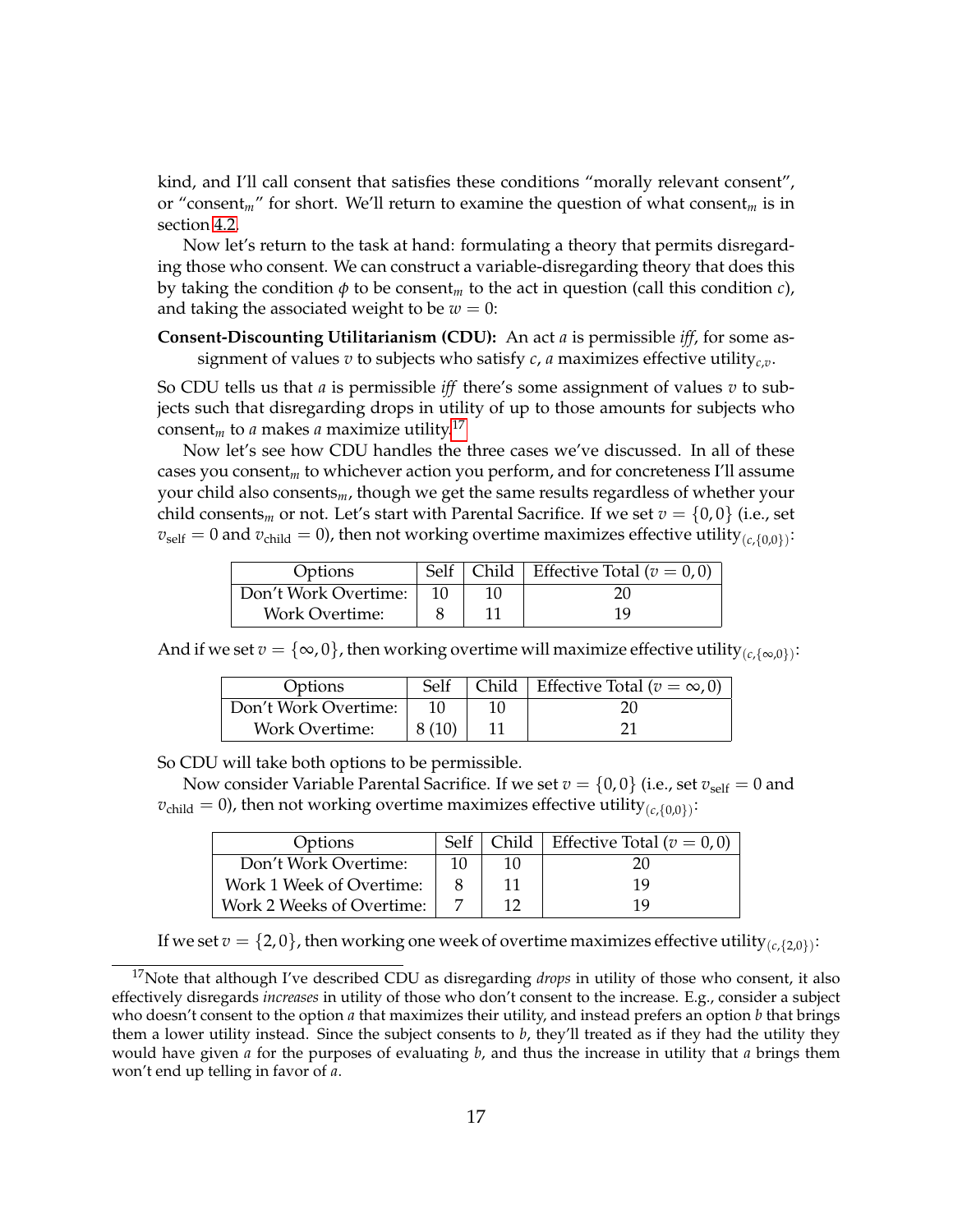kind, and I'll call consent that satisfies these conditions "morally relevant consent", or "consent$_m$" for short. We'll return to examine the question of what consent$_m$ is in section 4.2.

Now let's return to the task at hand: formulating a theory that permits disregarding those who consent. We can construct a variable-disregarding theory that does this by taking the condition $\phi$ to be consent$_m$ to the act in question (call this condition $c$), and taking the associated weight to be $w = 0$:

**Consent-Discounting Utilitarianism (CDU):** An act $a$ is permissible *iff*, for some assignment of values $v$ to subjects who satisfy $c$, $a$ maximizes effective utility$_{c,v}$.

So CDU tells us that $a$ is permissible *iff* there's some assignment of values $v$ to subjects such that disregarding drops in utility of up to those amounts for subjects who consent$_m$ to $a$ makes $a$ maximize utility.[17]

Now let's see how CDU handles the three cases we've discussed. In all of these cases you consent$_m$ to whichever action you perform, and for concreteness I'll assume your child also consents$_m$, though we get the same results regardless of whether your child consents$_m$ or not. Let's start with Parental Sacrifice. If we set $v = \{0, 0\}$ (i.e., set $v_{\text{self}} = 0$ and $v_{\text{child}} = 0$), then not working overtime maximizes effective utility$_{(c,\{0,0\})}$:

| Options | Self | Child | Effective Total ($v = 0, 0$) |
|---|---|---|---|
| Don't Work Overtime: | 10 | 10 | 20 |
| Work Overtime: | 8 | 11 | 19 |

And if we set $v = \{\infty, 0\}$, then working overtime will maximize effective utility$_{(c,\{\infty,0\})}$:

| Options | Self | Child | Effective Total ($v = \infty, 0$) |
|---|---|---|---|
| Don't Work Overtime: | 10 | 10 | 20 |
| Work Overtime: | 8 (10) | 11 | 21 |

So CDU will take both options to be permissible.

Now consider Variable Parental Sacrifice. If we set $v = \{0, 0\}$ (i.e., set $v_{\text{self}} = 0$ and $v_{\text{child}} = 0$), then not working overtime maximizes effective utility$_{(c,\{0,0\})}$:

| Options | Self | Child | Effective Total ($v = 0, 0$) |
|---|---|---|---|
| Don't Work Overtime: | 10 | 10 | 20 |
| Work 1 Week of Overtime: | 8 | 11 | 19 |
| Work 2 Weeks of Overtime: | 7 | 12 | 19 |

If we set $v = \{2, 0\}$, then working one week of overtime maximizes effective utility$_{(c,\{2,0\})}$:

[17] Note that although I've described CDU as disregarding *drops* in utility of those who consent, it also effectively disregards *increases* in utility of those who don't consent to the increase. E.g., consider a subject who doesn't consent to the option $a$ that maximizes their utility, and instead prefers an option $b$ that brings them a lower utility instead. Since the subject consents to $b$, they'll treated as if they had the utility they would have given $a$ for the purposes of evaluating $b$, and thus the increase in utility that $a$ brings them won't end up telling in favor of $a$.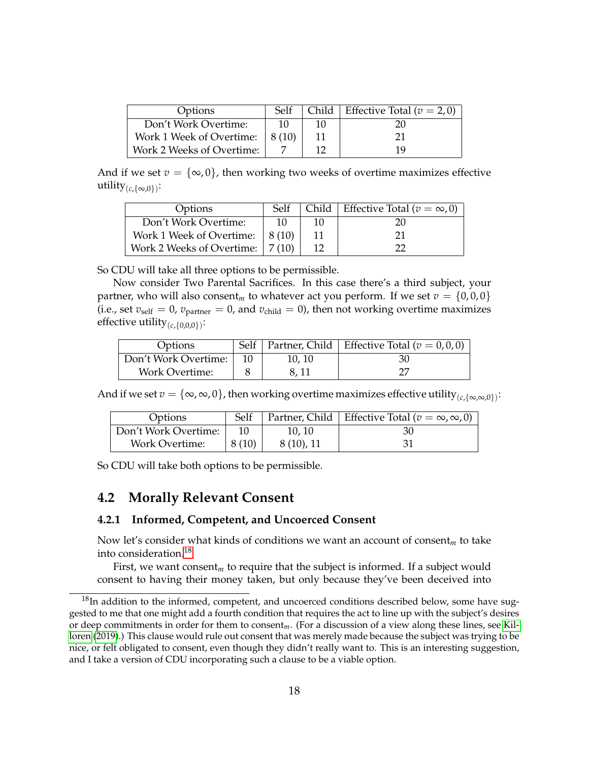| Options | Self | Child | Effective Total ($v = 2, 0$) |
|---|---|---|---|
| Don't Work Overtime: | 10 | 10 | 20 |
| Work 1 Week of Overtime: | 8 (10) | 11 | 21 |
| Work 2 Weeks of Overtime: | 7 | 12 | 19 |

And if we set $v = \{\infty, 0\}$, then working two weeks of overtime maximizes effective utility$_{(c,\{\infty,0\})}$:

| Options | Self | Child | Effective Total ($v = \infty, 0$) |
|---|---|---|---|
| Don't Work Overtime: | 10 | 10 | 20 |
| Work 1 Week of Overtime: | 8 (10) | 11 | 21 |
| Work 2 Weeks of Overtime: | 7 (10) | 12 | 22 |

So CDU will take all three options to be permissible.

Now consider Two Parental Sacrifices. In this case there's a third subject, your partner, who will also consent$_m$ to whatever act you perform. If we set $v = \{0, 0, 0\}$ (i.e., set $v_{\text{self}} = 0$, $v_{\text{partner}} = 0$, and $v_{\text{child}} = 0$), then not working overtime maximizes effective utility$_{(c,\{0,0,0\})}$:

| Options | Self | Partner, Child | Effective Total ($v = 0, 0, 0$) |
|---|---|---|---|
| Don't Work Overtime: | 10 | 10, 10 | 30 |
| Work Overtime: | 8 | 8, 11 | 27 |

And if we set $v = \{\infty, \infty, 0\}$, then working overtime maximizes effective utility$_{(c,\{\infty,\infty,0\})}$:

| Options | Self | Partner, Child | Effective Total ($v = \infty, \infty, 0$) |
|---|---|---|---|
| Don't Work Overtime: | 10 | 10, 10 | 30 |
| Work Overtime: | 8 (10) | 8 (10), 11 | 31 |

So CDU will take both options to be permissible.

## 4.2 Morally Relevant Consent

### 4.2.1 Informed, Competent, and Uncoerced Consent

Now let's consider what kinds of conditions we want an account of consent$_m$ to take into consideration.[18]

First, we want consent$_m$ to require that the subject is informed. If a subject would consent to having their money taken, but only because they've been deceived into

[18] In addition to the informed, competent, and uncoerced conditions described below, some have suggested to me that one might add a fourth condition that requires the act to line up with the subject's desires or deep commitments in order for them to consent$_m$. (For a discussion of a view along these lines, see Killoren (2019).) This clause would rule out consent that was merely made because the subject was trying to be nice, or felt obligated to consent, even though they didn't really want to. This is an interesting suggestion, and I take a version of CDU incorporating such a clause to be a viable option.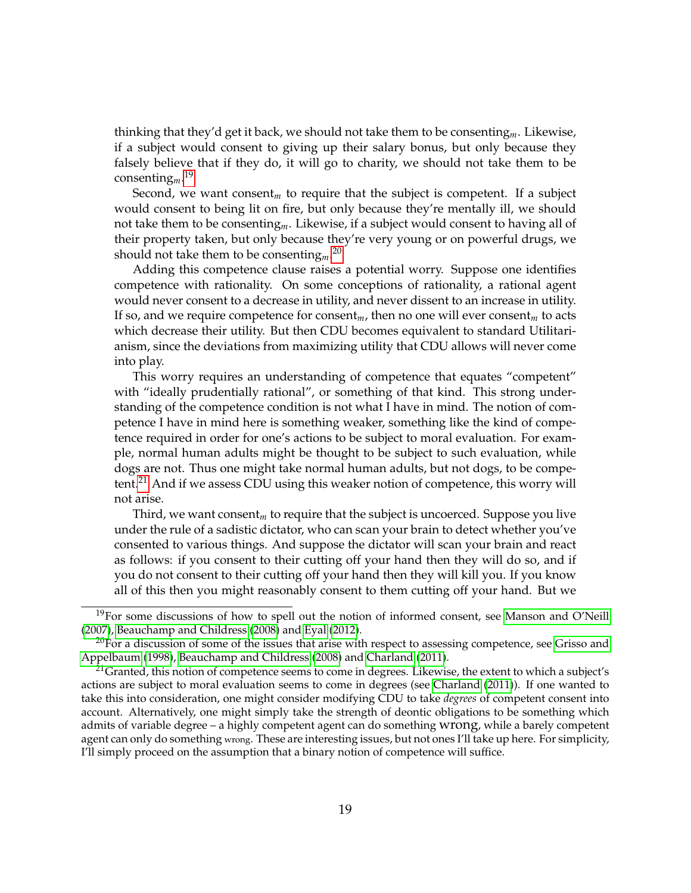thinking that they'd get it back, we should not take them to be consenting$_m$. Likewise, if a subject would consent to giving up their salary bonus, but only because they falsely believe that if they do, it will go to charity, we should not take them to be consenting$_m$.[19]

Second, we want consent$_m$ to require that the subject is competent. If a subject would consent to being lit on fire, but only because they're mentally ill, we should not take them to be consenting$_m$. Likewise, if a subject would consent to having all of their property taken, but only because they're very young or on powerful drugs, we should not take them to be consenting$_m$.[20]

Adding this competence clause raises a potential worry. Suppose one identifies competence with rationality. On some conceptions of rationality, a rational agent would never consent to a decrease in utility, and never dissent to an increase in utility. If so, and we require competence for consent$_m$, then no one will ever consent$_m$ to acts which decrease their utility. But then CDU becomes equivalent to standard Utilitarianism, since the deviations from maximizing utility that CDU allows will never come into play.

This worry requires an understanding of competence that equates "competent" with "ideally prudentially rational", or something of that kind. This strong understanding of the competence condition is not what I have in mind. The notion of competence I have in mind here is something weaker, something like the kind of competence required in order for one's actions to be subject to moral evaluation. For example, normal human adults might be thought to be subject to such evaluation, while dogs are not. Thus one might take normal human adults, but not dogs, to be competent.[21] And if we assess CDU using this weaker notion of competence, this worry will not arise.

Third, we want consent$_m$ to require that the subject is uncoerced. Suppose you live under the rule of a sadistic dictator, who can scan your brain to detect whether you've consented to various things. And suppose the dictator will scan your brain and react as follows: if you consent to their cutting off your hand then they will do so, and if you do not consent to their cutting off your hand then they will kill you. If you know all of this then you might reasonably consent to them cutting off your hand. But we

---

[19] For some discussions of how to spell out the notion of informed consent, see Manson and O'Neill (2007), Beauchamp and Childress (2008) and Eyal (2012).

[20] For a discussion of some of the issues that arise with respect to assessing competence, see Grisso and Appelbaum (1998), Beauchamp and Childress (2008) and Charland (2011).

[21] Granted, this notion of competence seems to come in degrees. Likewise, the extent to which a subject's actions are subject to moral evaluation seems to come in degrees (see Charland (2011)). If one wanted to take this into consideration, one might consider modifying CDU to take *degrees* of competent consent into account. Alternatively, one might simply take the strength of deontic obligations to be something which admits of variable degree – a highly competent agent can do something wrong, while a barely competent agent can only do something wrong. These are interesting issues, but not ones I'll take up here. For simplicity, I'll simply proceed on the assumption that a binary notion of competence will suffice.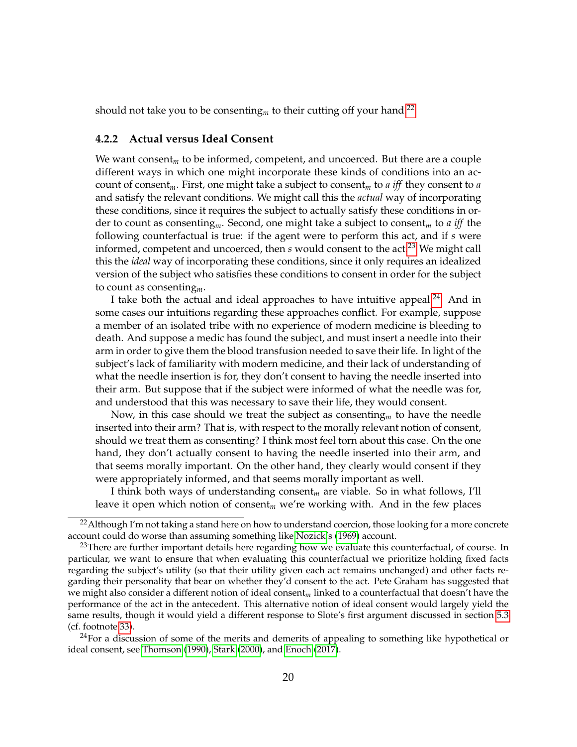should not take you to be consenting$_m$ to their cutting off your hand.[22]

### 4.2.2 Actual versus Ideal Consent

We want consent$_m$ to be informed, competent, and uncoerced. But there are a couple different ways in which one might incorporate these kinds of conditions into an account of consent$_m$. First, one might take a subject to consent$_m$ to $a$ *iff* they consent to $a$ and satisfy the relevant conditions. We might call this the *actual* way of incorporating these conditions, since it requires the subject to actually satisfy these conditions in order to count as consenting$_m$. Second, one might take a subject to consent$_m$ to $a$ *iff* the following counterfactual is true: if the agent were to perform this act, and if $s$ were informed, competent and uncoerced, then $s$ would consent to the act.[23] We might call this the *ideal* way of incorporating these conditions, since it only requires an idealized version of the subject who satisfies these conditions to consent in order for the subject to count as consenting$_m$.

I take both the actual and ideal approaches to have intuitive appeal.[24] And in some cases our intuitions regarding these approaches conflict. For example, suppose a member of an isolated tribe with no experience of modern medicine is bleeding to death. And suppose a medic has found the subject, and must insert a needle into their arm in order to give them the blood transfusion needed to save their life. In light of the subject's lack of familiarity with modern medicine, and their lack of understanding of what the needle insertion is for, they don't consent to having the needle inserted into their arm. But suppose that if the subject were informed of what the needle was for, and understood that this was necessary to save their life, they would consent.

Now, in this case should we treat the subject as consenting$_m$ to have the needle inserted into their arm? That is, with respect to the morally relevant notion of consent, should we treat them as consenting? I think most feel torn about this case. On the one hand, they don't actually consent to having the needle inserted into their arm, and that seems morally important. On the other hand, they clearly would consent if they were appropriately informed, and that seems morally important as well.

I think both ways of understanding consent$_m$ are viable. So in what follows, I'll leave it open which notion of consent$_m$ we're working with. And in the few places

[22] Although I'm not taking a stand here on how to understand coercion, those looking for a more concrete account could do worse than assuming something like Nozick's (1969) account.

[23] There are further important details here regarding how we evaluate this counterfactual, of course. In particular, we want to ensure that when evaluating this counterfactual we prioritize holding fixed facts regarding the subject's utility (so that their utility given each act remains unchanged) and other facts regarding their personality that bear on whether they'd consent to the act. Pete Graham has suggested that we might also consider a different notion of ideal consent$_m$ linked to a counterfactual that doesn't have the performance of the act in the antecedent. This alternative notion of ideal consent would largely yield the same results, though it would yield a different response to Slote's first argument discussed in section 5.3 (cf. footnote 33).

[24] For a discussion of some of the merits and demerits of appealing to something like hypothetical or ideal consent, see Thomson (1990), Stark (2000), and Enoch (2017).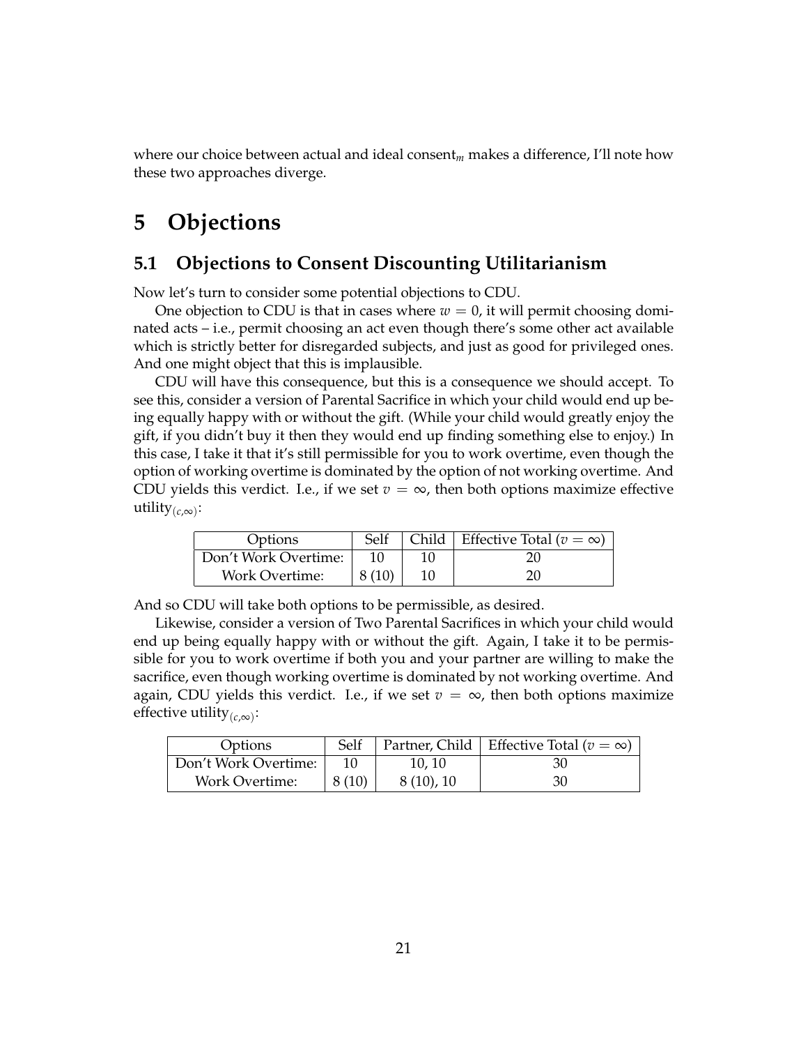where our choice between actual and ideal consent$_m$ makes a difference, I'll note how these two approaches diverge.

# 5 Objections

## 5.1 Objections to Consent Discounting Utilitarianism

Now let's turn to consider some potential objections to CDU.

One objection to CDU is that in cases where $w = 0$, it will permit choosing dominated acts – i.e., permit choosing an act even though there's some other act available which is strictly better for disregarded subjects, and just as good for privileged ones. And one might object that this is implausible.

CDU will have this consequence, but this is a consequence we should accept. To see this, consider a version of Parental Sacrifice in which your child would end up being equally happy with or without the gift. (While your child would greatly enjoy the gift, if you didn't buy it then they would end up finding something else to enjoy.) In this case, I take it that it's still permissible for you to work overtime, even though the option of working overtime is dominated by the option of not working overtime. And CDU yields this verdict. I.e., if we set $v = \infty$, then both options maximize effective utility$_{(c,\infty)}$:

| Options | Self | Child | Effective Total ($v = \infty$) |
|---|---|---|---|
| Don't Work Overtime: | 10 | 10 | 20 |
| Work Overtime: | 8 (10) | 10 | 20 |

And so CDU will take both options to be permissible, as desired.

Likewise, consider a version of Two Parental Sacrifices in which your child would end up being equally happy with or without the gift. Again, I take it to be permissible for you to work overtime if both you and your partner are willing to make the sacrifice, even though working overtime is dominated by not working overtime. And again, CDU yields this verdict. I.e., if we set $v = \infty$, then both options maximize effective utility$_{(c,\infty)}$:

| Options | Self | Partner, Child | Effective Total ($v = \infty$) |
|---|---|---|---|
| Don't Work Overtime: | 10 | 10, 10 | 30 |
| Work Overtime: | 8 (10) | 8 (10), 10 | 30 |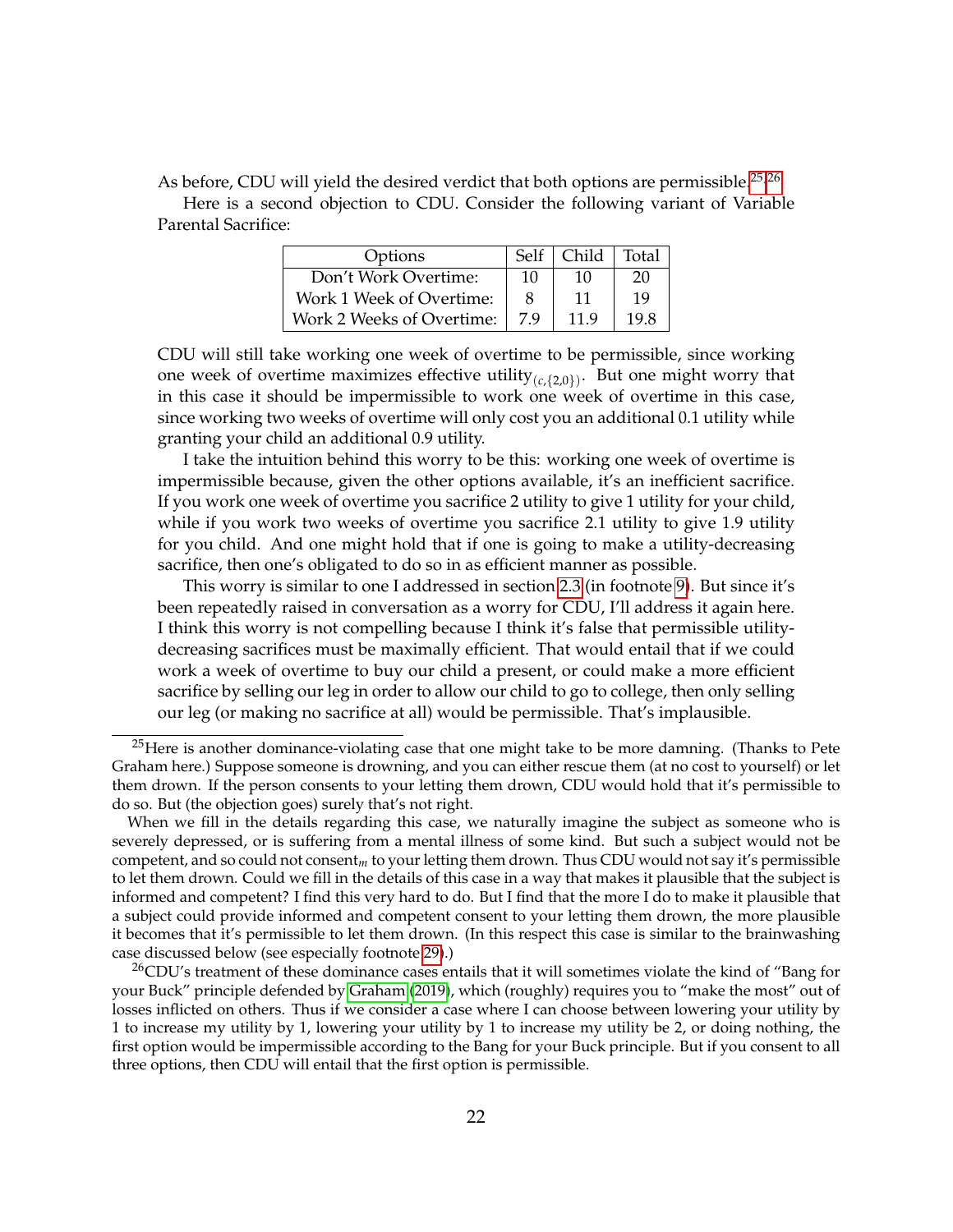As before, CDU will yield the desired verdict that both options are permissible.[25,26]

Here is a second objection to CDU. Consider the following variant of Variable Parental Sacrifice:

| Options | Self | Child | Total |
|---|---|---|---|
| Don't Work Overtime: | 10 | 10 | 20 |
| Work 1 Week of Overtime: | 8 | 11 | 19 |
| Work 2 Weeks of Overtime: | 7.9 | 11.9 | 19.8 |

CDU will still take working one week of overtime to be permissible, since working one week of overtime maximizes effective utility$_{(c,\{2,0\})}$. But one might worry that in this case it should be impermissible to work one week of overtime in this case, since working two weeks of overtime will only cost you an additional 0.1 utility while granting your child an additional 0.9 utility.

I take the intuition behind this worry to be this: working one week of overtime is impermissible because, given the other options available, it's an inefficient sacrifice. If you work one week of overtime you sacrifice 2 utility to give 1 utility for your child, while if you work two weeks of overtime you sacrifice 2.1 utility to give 1.9 utility for you child. And one might hold that if one is going to make a utility-decreasing sacrifice, then one's obligated to do so in as efficient manner as possible.

This worry is similar to one I addressed in section 2.3 (in footnote 9). But since it's been repeatedly raised in conversation as a worry for CDU, I'll address it again here. I think this worry is not compelling because I think it's false that permissible utility-decreasing sacrifices must be maximally efficient. That would entail that if we could work a week of overtime to buy our child a present, or could make a more efficient sacrifice by selling our leg in order to allow our child to go to college, then only selling our leg (or making no sacrifice at all) would be permissible. That's implausible.

---

[25] Here is another dominance-violating case that one might take to be more damning. (Thanks to Pete Graham here.) Suppose someone is drowning, and you can either rescue them (at no cost to yourself) or let them drown. If the person consents to your letting them drown, CDU would hold that it's permissible to do so. But (the objection goes) surely that's not right.

When we fill in the details regarding this case, we naturally imagine the subject as someone who is severely depressed, or is suffering from a mental illness of some kind. But such a subject would not be competent, and so could not consent$_m$ to your letting them drown. Thus CDU would not say it's permissible to let them drown. Could we fill in the details of this case in a way that makes it plausible that the subject is informed and competent? I find this very hard to do. But I find that the more I do to make it plausible that a subject could provide informed and competent consent to your letting them drown, the more plausible it becomes that it's permissible to let them drown. (In this respect this case is similar to the brainwashing case discussed below (see especially footnote 29).)

[26] CDU's treatment of these dominance cases entails that it will sometimes violate the kind of "Bang for your Buck" principle defended by Graham (2019), which (roughly) requires you to "make the most" out of losses inflicted on others. Thus if we consider a case where I can choose between lowering your utility by 1 to increase my utility by 1, lowering your utility by 1 to increase my utility be 2, or doing nothing, the first option would be impermissible according to the Bang for your Buck principle. But if you consent to all three options, then CDU will entail that the first option is permissible.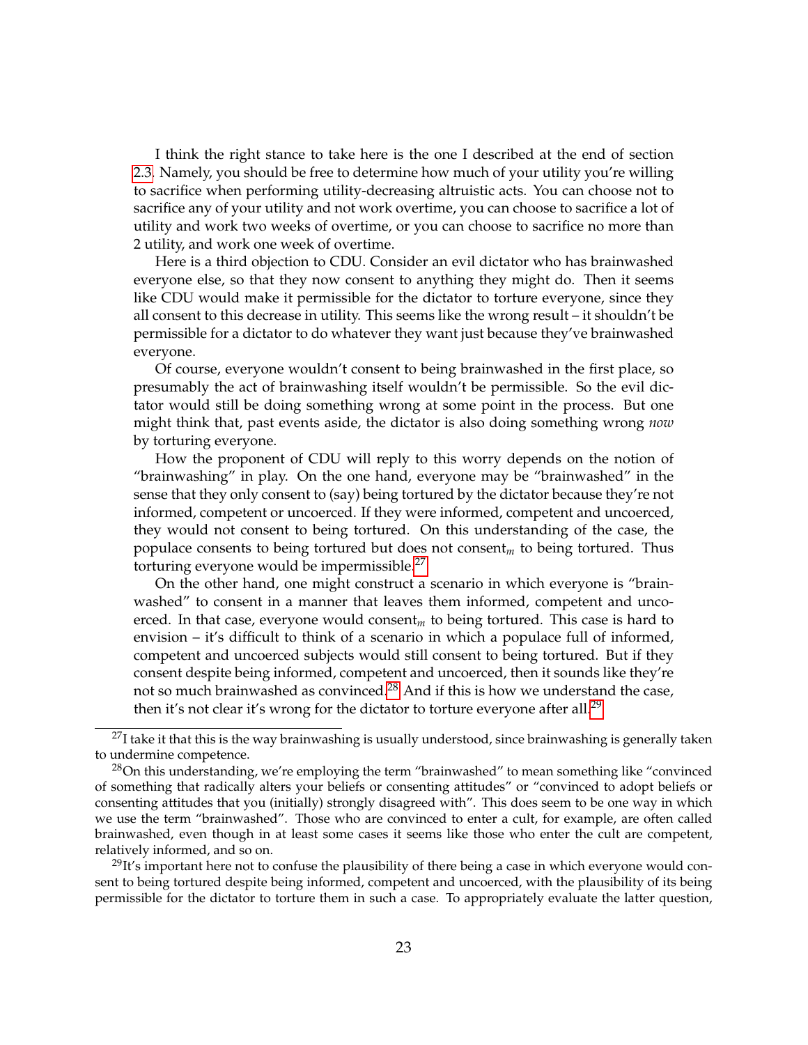I think the right stance to take here is the one I described at the end of section 2.3. Namely, you should be free to determine how much of your utility you're willing to sacrifice when performing utility-decreasing altruistic acts. You can choose not to sacrifice any of your utility and not work overtime, you can choose to sacrifice a lot of utility and work two weeks of overtime, or you can choose to sacrifice no more than 2 utility, and work one week of overtime.

Here is a third objection to CDU. Consider an evil dictator who has brainwashed everyone else, so that they now consent to anything they might do. Then it seems like CDU would make it permissible for the dictator to torture everyone, since they all consent to this decrease in utility. This seems like the wrong result – it shouldn't be permissible for a dictator to do whatever they want just because they've brainwashed everyone.

Of course, everyone wouldn't consent to being brainwashed in the first place, so presumably the act of brainwashing itself wouldn't be permissible. So the evil dictator would still be doing something wrong at some point in the process. But one might think that, past events aside, the dictator is also doing something wrong *now* by torturing everyone.

How the proponent of CDU will reply to this worry depends on the notion of "brainwashing" in play. On the one hand, everyone may be "brainwashed" in the sense that they only consent to (say) being tortured by the dictator because they're not informed, competent or uncoerced. If they were informed, competent and uncoerced, they would not consent to being tortured. On this understanding of the case, the populace consents to being tortured but does not consent$_m$ to being tortured. Thus torturing everyone would be impermissible.[27]

On the other hand, one might construct a scenario in which everyone is "brainwashed" to consent in a manner that leaves them informed, competent and uncoerced. In that case, everyone would consent$_m$ to being tortured. This case is hard to envision – it's difficult to think of a scenario in which a populace full of informed, competent and uncoerced subjects would still consent to being tortured. But if they consent despite being informed, competent and uncoerced, then it sounds like they're not so much brainwashed as convinced.[28] And if this is how we understand the case, then it's not clear it's wrong for the dictator to torture everyone after all.[29]

[27] I take it that this is the way brainwashing is usually understood, since brainwashing is generally taken to undermine competence.

[28] On this understanding, we're employing the term "brainwashed" to mean something like "convinced of something that radically alters your beliefs or consenting attitudes" or "convinced to adopt beliefs or consenting attitudes that you (initially) strongly disagreed with". This does seem to be one way in which we use the term "brainwashed". Those who are convinced to enter a cult, for example, are often called brainwashed, even though in at least some cases it seems like those who enter the cult are competent, relatively informed, and so on.

[29] It's important here not to confuse the plausibility of there being a case in which everyone would consent to being tortured despite being informed, competent and uncoerced, with the plausibility of its being permissible for the dictator to torture them in such a case. To appropriately evaluate the latter question,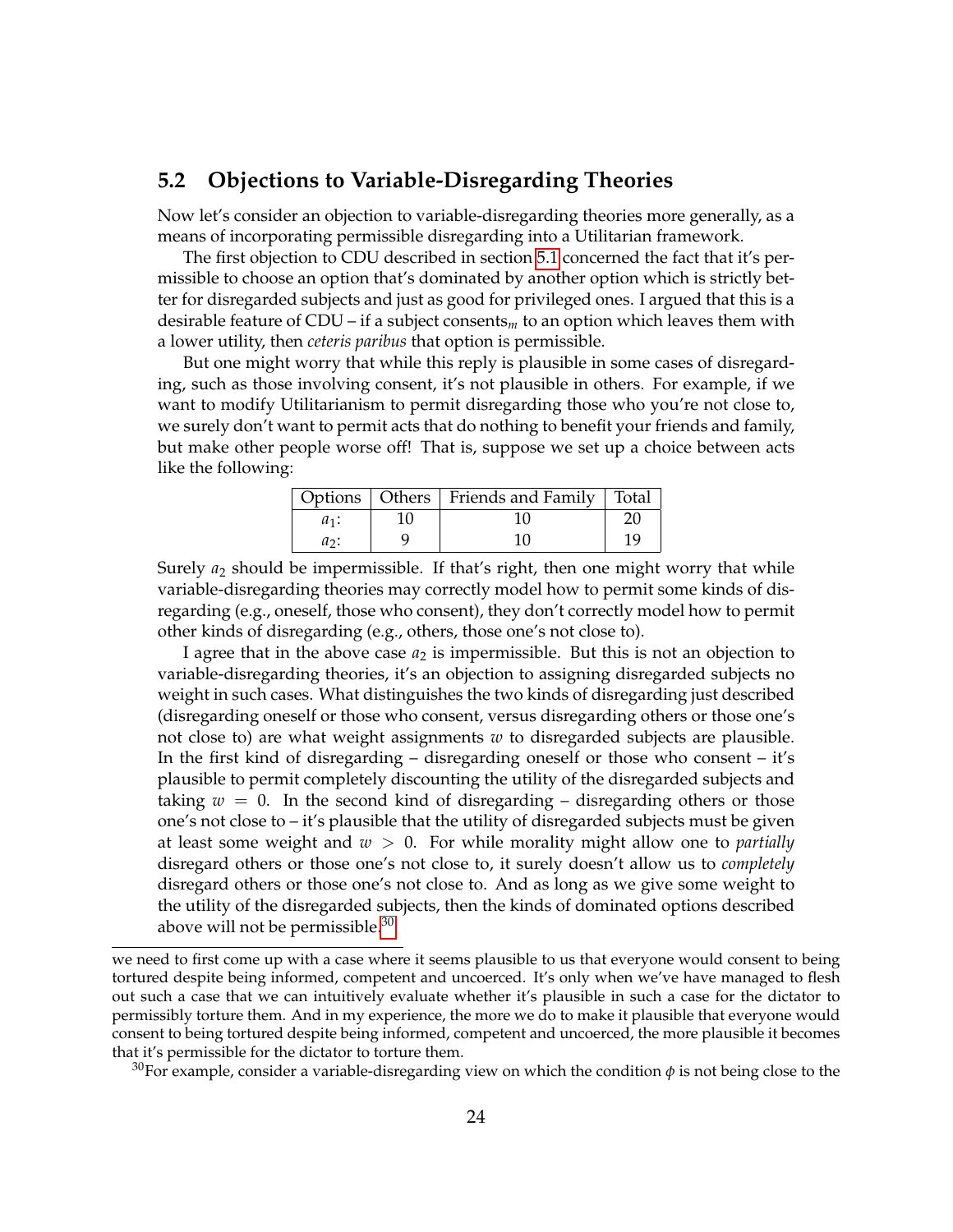## 5.2 Objections to Variable-Disregarding Theories

Now let's consider an objection to variable-disregarding theories more generally, as a means of incorporating permissible disregarding into a Utilitarian framework.

The first objection to CDU described in section 5.1 concerned the fact that it's permissible to choose an option that's dominated by another option which is strictly better for disregarded subjects and just as good for privileged ones. I argued that this is a desirable feature of CDU – if a subject consents$_m$ to an option which leaves them with a lower utility, then *ceteris paribus* that option is permissible.

But one might worry that while this reply is plausible in some cases of disregarding, such as those involving consent, it's not plausible in others. For example, if we want to modify Utilitarianism to permit disregarding those who you're not close to, we surely don't want to permit acts that do nothing to benefit your friends and family, but make other people worse off! That is, suppose we set up a choice between acts like the following:

| Options | Others | Friends and Family | Total |
|---|---|---|---|
| $a_1$: | 10 | 10 | 20 |
| $a_2$: | 9 | 10 | 19 |

Surely $a_2$ should be impermissible. If that's right, then one might worry that while variable-disregarding theories may correctly model how to permit some kinds of disregarding (e.g., oneself, those who consent), they don't correctly model how to permit other kinds of disregarding (e.g., others, those one's not close to).

I agree that in the above case $a_2$ is impermissible. But this is not an objection to variable-disregarding theories, it's an objection to assigning disregarded subjects no weight in such cases. What distinguishes the two kinds of disregarding just described (disregarding oneself or those who consent, versus disregarding others or those one's not close to) are what weight assignments $w$ to disregarded subjects are plausible. In the first kind of disregarding – disregarding oneself or those who consent – it's plausible to permit completely discounting the utility of the disregarded subjects and taking $w = 0$. In the second kind of disregarding – disregarding others or those one's not close to – it's plausible that the utility of disregarded subjects must be given at least some weight and $w > 0$. For while morality might allow one to *partially* disregard others or those one's not close to, it surely doesn't allow us to *completely* disregard others or those one's not close to. And as long as we give some weight to the utility of the disregarded subjects, then the kinds of dominated options described above will not be permissible.[30]

we need to first come up with a case where it seems plausible to us that everyone would consent to being tortured despite being informed, competent and uncoerced. It's only when we've have managed to flesh out such a case that we can intuitively evaluate whether it's plausible in such a case for the dictator to permissibly torture them. And in my experience, the more we do to make it plausible that everyone would consent to being tortured despite being informed, competent and uncoerced, the more plausible it becomes that it's permissible for the dictator to torture them.

[30]For example, consider a variable-disregarding view on which the condition $\phi$ is not being close to the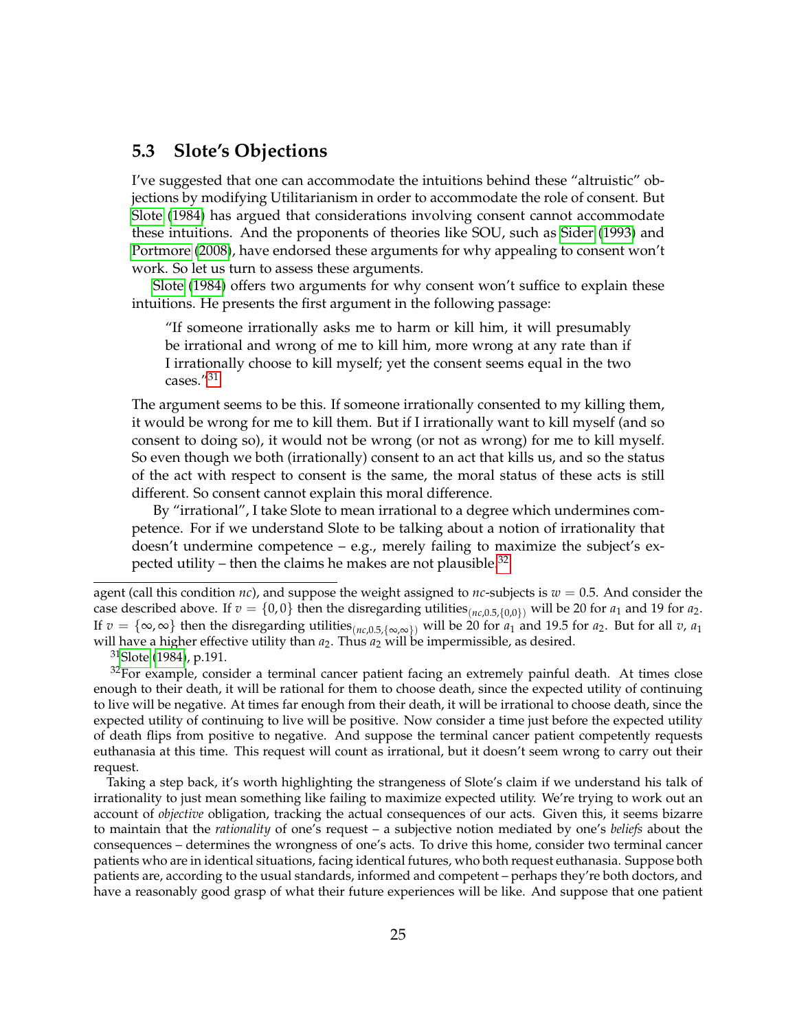## 5.3 Slote's Objections

I've suggested that one can accommodate the intuitions behind these "altruistic" objections by modifying Utilitarianism in order to accommodate the role of consent. But Slote (1984) has argued that considerations involving consent cannot accommodate these intuitions. And the proponents of theories like SOU, such as Sider (1993) and Portmore (2008), have endorsed these arguments for why appealing to consent won't work. So let us turn to assess these arguments.

Slote (1984) offers two arguments for why consent won't suffice to explain these intuitions. He presents the first argument in the following passage:

> "If someone irrationally asks me to harm or kill him, it will presumably be irrational and wrong of me to kill him, more wrong at any rate than if I irrationally choose to kill myself; yet the consent seems equal in the two cases."[31]

The argument seems to be this. If someone irrationally consented to my killing them, it would be wrong for me to kill them. But if I irrationally want to kill myself (and so consent to doing so), it would not be wrong (or not as wrong) for me to kill myself. So even though we both (irrationally) consent to an act that kills us, and so the status of the act with respect to consent is the same, the moral status of these acts is still different. So consent cannot explain this moral difference.

By "irrational", I take Slote to mean irrational to a degree which undermines competence. For if we understand Slote to be talking about a notion of irrationality that doesn't undermine competence – e.g., merely failing to maximize the subject's expected utility – then the claims he makes are not plausible.[32]

---

agent (call this condition *nc*), and suppose the weight assigned to *nc*-subjects is $w = 0.5$. And consider the case described above. If $v = \{0, 0\}$ then the disregarding utilities$_{(nc, 0.5, \{0,0\})}$ will be 20 for $a_1$ and 19 for $a_2$. If $v = \{\infty, \infty\}$ then the disregarding utilities$_{(nc, 0.5, \{\infty,\infty\})}$ will be 20 for $a_1$ and 19.5 for $a_2$. But for all $v$, $a_1$ will have a higher effective utility than $a_2$. Thus $a_2$ will be impermissible, as desired.

[31] Slote (1984), p.191.

[32] For example, consider a terminal cancer patient facing an extremely painful death. At times close enough to their death, it will be rational for them to choose death, since the expected utility of continuing to live will be negative. At times far enough from their death, it will be irrational to choose death, since the expected utility of continuing to live will be positive. Now consider a time just before the expected utility of death flips from positive to negative. And suppose the terminal cancer patient competently requests euthanasia at this time. This request will count as irrational, but it doesn't seem wrong to carry out their request.

Taking a step back, it's worth highlighting the strangeness of Slote's claim if we understand his talk of irrationality to just mean something like failing to maximize expected utility. We're trying to work out an account of *objective* obligation, tracking the actual consequences of our acts. Given this, it seems bizarre to maintain that the *rationality* of one's request – a subjective notion mediated by one's *beliefs* about the consequences – determines the wrongness of one's acts. To drive this home, consider two terminal cancer patients who are in identical situations, facing identical futures, who both request euthanasia. Suppose both patients are, according to the usual standards, informed and competent – perhaps they're both doctors, and have a reasonably good grasp of what their future experiences will be like. And suppose that one patient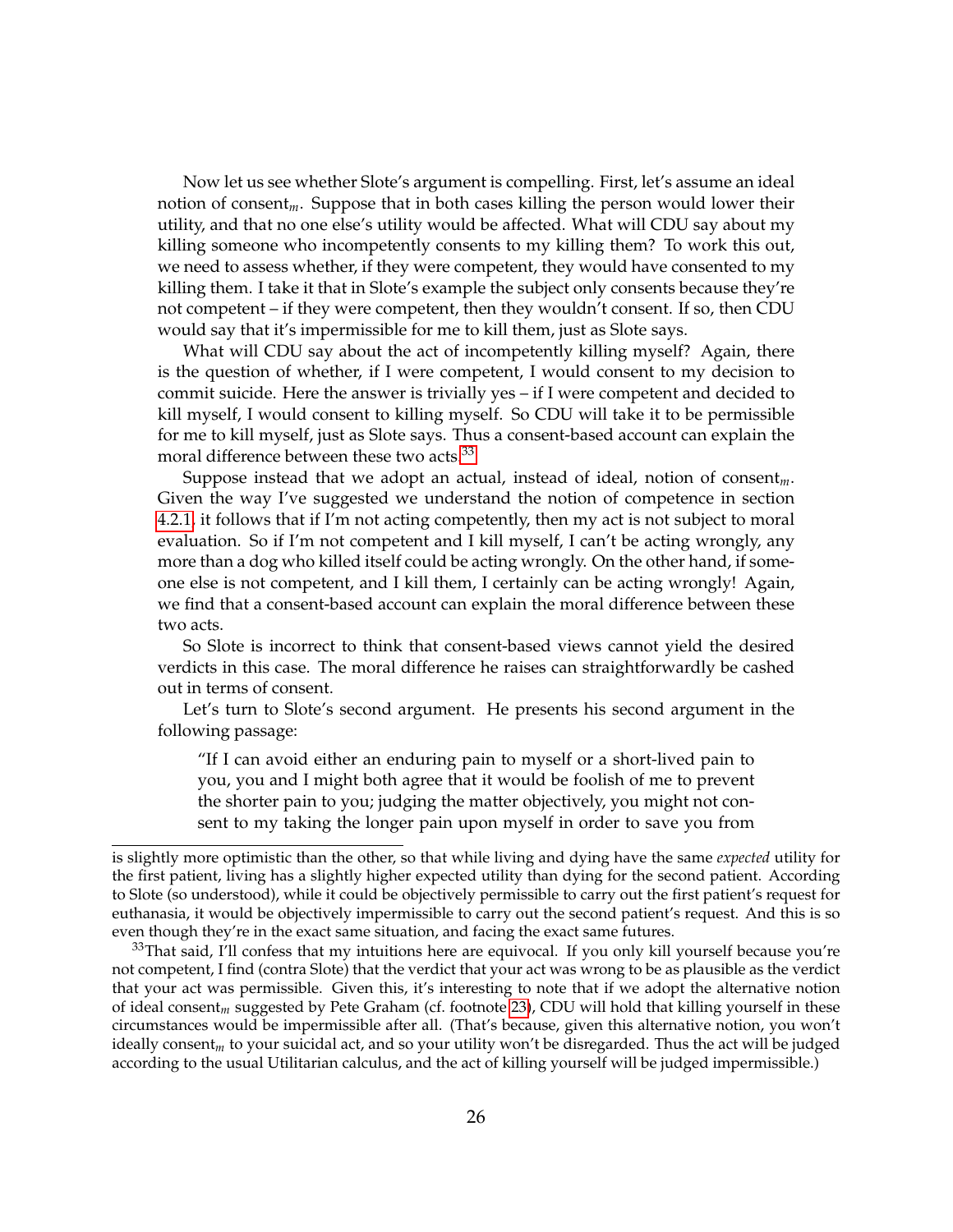Now let us see whether Slote's argument is compelling. First, let's assume an ideal notion of consent$_m$. Suppose that in both cases killing the person would lower their utility, and that no one else's utility would be affected. What will CDU say about my killing someone who incompetently consents to my killing them? To work this out, we need to assess whether, if they were competent, they would have consented to my killing them. I take it that in Slote's example the subject only consents because they're not competent – if they were competent, then they wouldn't consent. If so, then CDU would say that it's impermissible for me to kill them, just as Slote says.

What will CDU say about the act of incompetently killing myself? Again, there is the question of whether, if I were competent, I would consent to my decision to commit suicide. Here the answer is trivially yes – if I were competent and decided to kill myself, I would consent to killing myself. So CDU will take it to be permissible for me to kill myself, just as Slote says. Thus a consent-based account can explain the moral difference between these two acts.[33]

Suppose instead that we adopt an actual, instead of ideal, notion of consent$_m$. Given the way I've suggested we understand the notion of competence in section 4.2.1, it follows that if I'm not acting competently, then my act is not subject to moral evaluation. So if I'm not competent and I kill myself, I can't be acting wrongly, any more than a dog who killed itself could be acting wrongly. On the other hand, if someone else is not competent, and I kill them, I certainly can be acting wrongly! Again, we find that a consent-based account can explain the moral difference between these two acts.

So Slote is incorrect to think that consent-based views cannot yield the desired verdicts in this case. The moral difference he raises can straightforwardly be cashed out in terms of consent.

Let's turn to Slote's second argument. He presents his second argument in the following passage:

> "If I can avoid either an enduring pain to myself or a short-lived pain to you, you and I might both agree that it would be foolish of me to prevent the shorter pain to you; judging the matter objectively, you might not consent to my taking the longer pain upon myself in order to save you from

is slightly more optimistic than the other, so that while living and dying have the same *expected* utility for the first patient, living has a slightly higher expected utility than dying for the second patient. According to Slote (so understood), while it could be objectively permissible to carry out the first patient's request for euthanasia, it would be objectively impermissible to carry out the second patient's request. And this is so even though they're in the exact same situation, and facing the exact same futures.

[33] That said, I'll confess that my intuitions here are equivocal. If you only kill yourself because you're not competent, I find (contra Slote) that the verdict that your act was wrong to be as plausible as the verdict that your act was permissible. Given this, it's interesting to note that if we adopt the alternative notion of ideal consent$_m$ suggested by Pete Graham (cf. footnote 23), CDU will hold that killing yourself in these circumstances would be impermissible after all. (That's because, given this alternative notion, you won't ideally consent$_m$ to your suicidal act, and so your utility won't be disregarded. Thus the act will be judged according to the usual Utilitarian calculus, and the act of killing yourself will be judged impermissible.)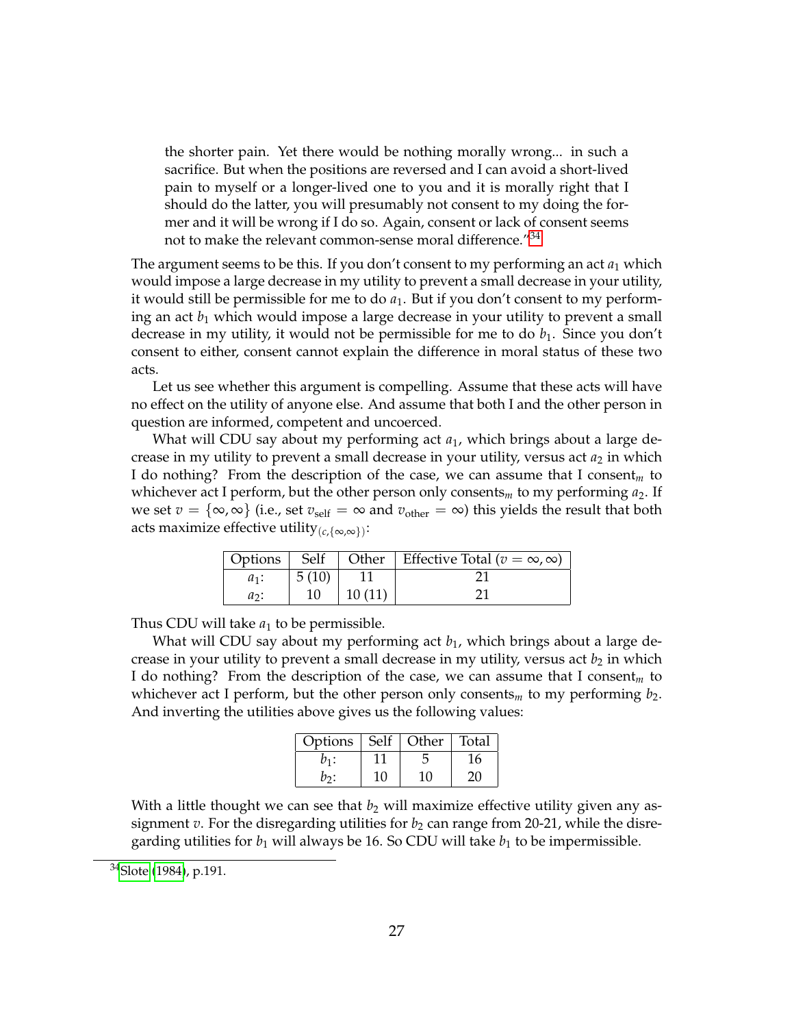> the shorter pain. Yet there would be nothing morally wrong... in such a sacrifice. But when the positions are reversed and I can avoid a short-lived pain to myself or a longer-lived one to you and it is morally right that I should do the latter, you will presumably not consent to my doing the former and it will be wrong if I do so. Again, consent or lack of consent seems not to make the relevant common-sense moral difference."[34]

The argument seems to be this. If you don't consent to my performing an act $a_1$ which would impose a large decrease in my utility to prevent a small decrease in your utility, it would still be permissible for me to do $a_1$. But if you don't consent to my performing an act $b_1$ which would impose a large decrease in your utility to prevent a small decrease in my utility, it would not be permissible for me to do $b_1$. Since you don't consent to either, consent cannot explain the difference in moral status of these two acts.

Let us see whether this argument is compelling. Assume that these acts will have no effect on the utility of anyone else. And assume that both I and the other person in question are informed, competent and uncoerced.

What will CDU say about my performing act $a_1$, which brings about a large decrease in my utility to prevent a small decrease in your utility, versus act $a_2$ in which I do nothing? From the description of the case, we can assume that I consent$_m$ to whichever act I perform, but the other person only consents$_m$ to my performing $a_2$. If we set $v = \{\infty, \infty\}$ (i.e., set $v_{\text{self}} = \infty$ and $v_{\text{other}} = \infty$) this yields the result that both acts maximize effective utility$_{(c,\{\infty,\infty\})}$:

| Options | Self | Other | Effective Total ($v = \infty, \infty$) |
|---|---|---|---|
| $a_1$: | 5 (10) | 11 | 21 |
| $a_2$: | 10 | 10 (11) | 21 |

Thus CDU will take $a_1$ to be permissible.

What will CDU say about my performing act $b_1$, which brings about a large decrease in your utility to prevent a small decrease in my utility, versus act $b_2$ in which I do nothing? From the description of the case, we can assume that I consent$_m$ to whichever act I perform, but the other person only consents$_m$ to my performing $b_2$. And inverting the utilities above gives us the following values:

| Options | Self | Other | Total |
|---|---|---|---|
| $b_1$: | 11 | 5 | 16 |
| $b_2$: | 10 | 10 | 20 |

With a little thought we can see that $b_2$ will maximize effective utility given any assignment $v$. For the disregarding utilities for $b_2$ can range from 20-21, while the disregarding utilities for $b_1$ will always be 16. So CDU will take $b_1$ to be impermissible.

[34] Slote (1984), p.191.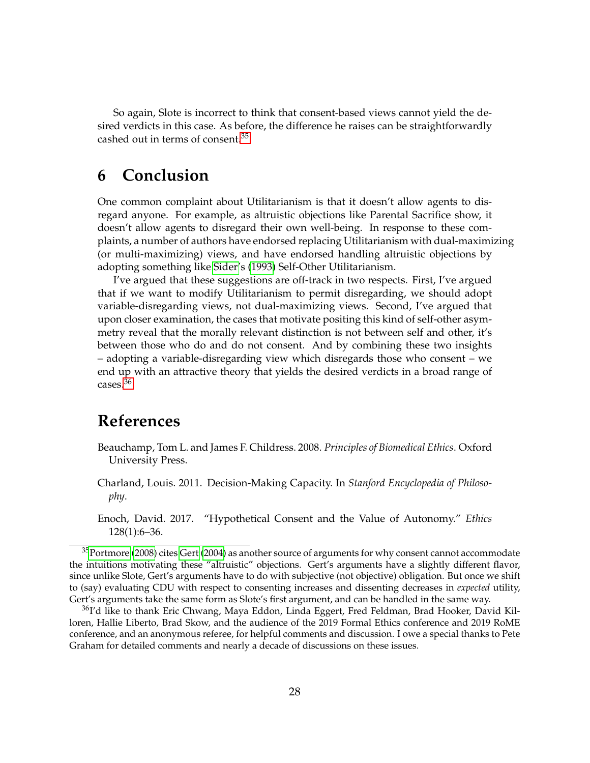So again, Slote is incorrect to think that consent-based views cannot yield the desired verdicts in this case. As before, the difference he raises can be straightforwardly cashed out in terms of consent.[35]

# 6 Conclusion

One common complaint about Utilitarianism is that it doesn't allow agents to disregard anyone. For example, as altruistic objections like Parental Sacrifice show, it doesn't allow agents to disregard their own well-being. In response to these complaints, a number of authors have endorsed replacing Utilitarianism with dual-maximizing (or multi-maximizing) views, and have endorsed handling altruistic objections by adopting something like Sider's (1993) Self-Other Utilitarianism.

I've argued that these suggestions are off-track in two respects. First, I've argued that if we want to modify Utilitarianism to permit disregarding, we should adopt variable-disregarding views, not dual-maximizing views. Second, I've argued that upon closer examination, the cases that motivate positing this kind of self-other asymmetry reveal that the morally relevant distinction is not between self and other, it's between those who do and do not consent. And by combining these two insights – adopting a variable-disregarding view which disregards those who consent – we end up with an attractive theory that yields the desired verdicts in a broad range of cases.[36]

# References

Beauchamp, Tom L. and James F. Childress. 2008. *Principles of Biomedical Ethics*. Oxford University Press.

Charland, Louis. 2011. Decision-Making Capacity. In *Stanford Encyclopedia of Philosophy*.

Enoch, David. 2017. "Hypothetical Consent and the Value of Autonomy." *Ethics* 128(1):6–36.

[35] Portmore (2008) cites Gert (2004) as another source of arguments for why consent cannot accommodate the intuitions motivating these "altruistic" objections. Gert's arguments have a slightly different flavor, since unlike Slote, Gert's arguments have to do with subjective (not objective) obligation. But once we shift to (say) evaluating CDU with respect to consenting increases and dissenting decreases in *expected* utility, Gert's arguments take the same form as Slote's first argument, and can be handled in the same way.

[36] I'd like to thank Eric Chwang, Maya Eddon, Linda Eggert, Fred Feldman, Brad Hooker, David Killoren, Hallie Liberto, Brad Skow, and the audience of the 2019 Formal Ethics conference and 2019 RoME conference, and an anonymous referee, for helpful comments and discussion. I owe a special thanks to Pete Graham for detailed comments and nearly a decade of discussions on these issues.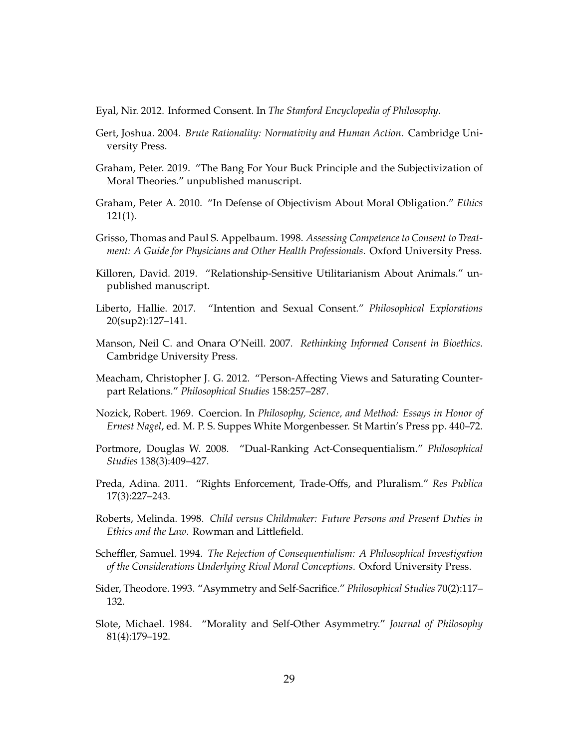Eyal, Nir. 2012. Informed Consent. In *The Stanford Encyclopedia of Philosophy*.

Gert, Joshua. 2004. *Brute Rationality: Normativity and Human Action*. Cambridge University Press.

Graham, Peter. 2019. "The Bang For Your Buck Principle and the Subjectivization of Moral Theories." unpublished manuscript.

Graham, Peter A. 2010. "In Defense of Objectivism About Moral Obligation." *Ethics* 121(1).

Grisso, Thomas and Paul S. Appelbaum. 1998. *Assessing Competence to Consent to Treatment: A Guide for Physicians and Other Health Professionals*. Oxford University Press.

Killoren, David. 2019. "Relationship-Sensitive Utilitarianism About Animals." unpublished manuscript.

Liberto, Hallie. 2017. "Intention and Sexual Consent." *Philosophical Explorations* 20(sup2):127–141.

Manson, Neil C. and Onara O'Neill. 2007. *Rethinking Informed Consent in Bioethics*. Cambridge University Press.

Meacham, Christopher J. G. 2012. "Person-Affecting Views and Saturating Counterpart Relations." *Philosophical Studies* 158:257–287.

Nozick, Robert. 1969. Coercion. In *Philosophy, Science, and Method: Essays in Honor of Ernest Nagel*, ed. M. P. S. Suppes White Morgenbesser. St Martin's Press pp. 440–72.

Portmore, Douglas W. 2008. "Dual-Ranking Act-Consequentialism." *Philosophical Studies* 138(3):409–427.

Preda, Adina. 2011. "Rights Enforcement, Trade-Offs, and Pluralism." *Res Publica* 17(3):227–243.

Roberts, Melinda. 1998. *Child versus Childmaker: Future Persons and Present Duties in Ethics and the Law*. Rowman and Littlefield.

Scheffler, Samuel. 1994. *The Rejection of Consequentialism: A Philosophical Investigation of the Considerations Underlying Rival Moral Conceptions*. Oxford University Press.

Sider, Theodore. 1993. "Asymmetry and Self-Sacrifice." *Philosophical Studies* 70(2):117–132.

Slote, Michael. 1984. "Morality and Self-Other Asymmetry." *Journal of Philosophy* 81(4):179–192.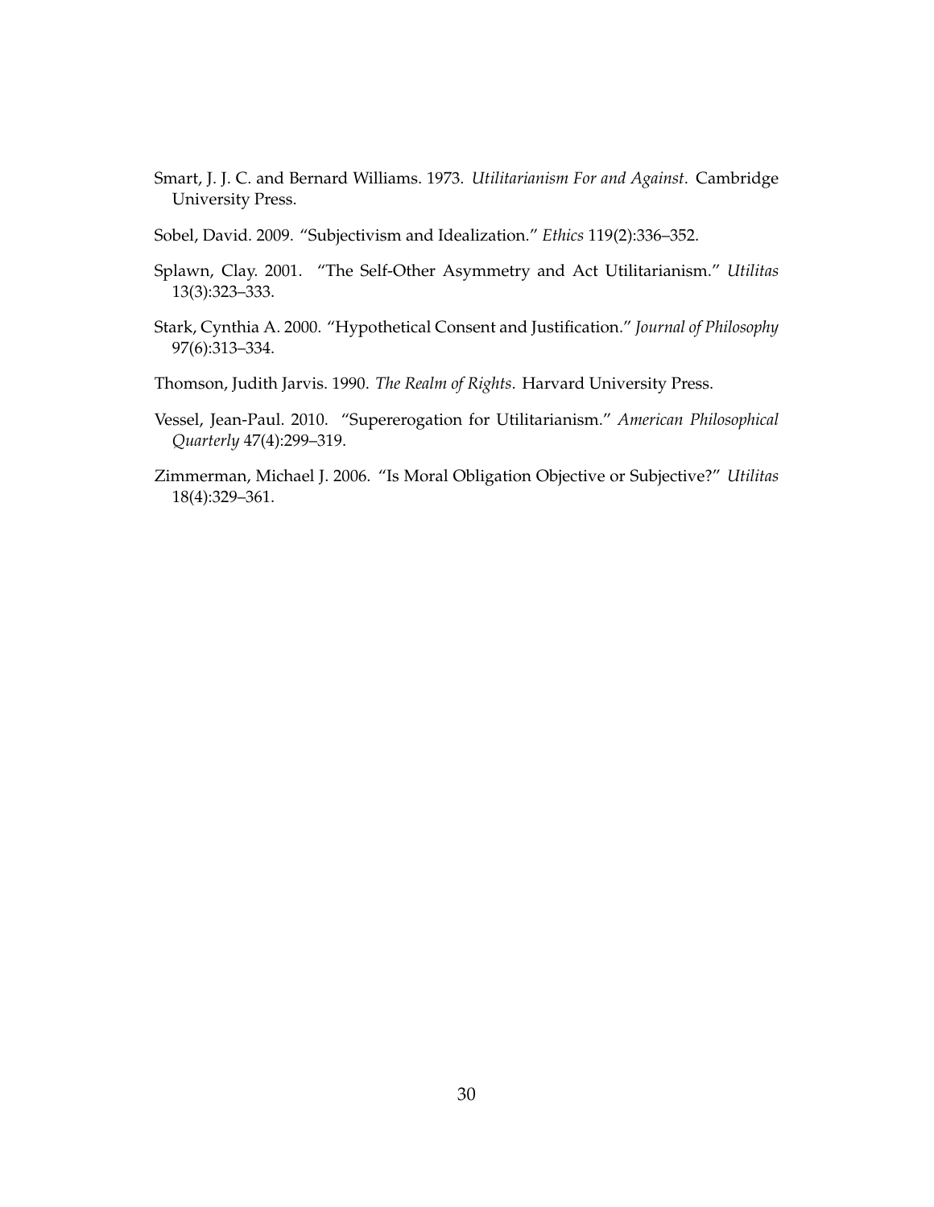Smart, J. J. C. and Bernard Williams. 1973. *Utilitarianism For and Against*. Cambridge University Press.

Sobel, David. 2009. "Subjectivism and Idealization." *Ethics* 119(2):336–352.

Splawn, Clay. 2001. "The Self-Other Asymmetry and Act Utilitarianism." *Utilitas* 13(3):323–333.

Stark, Cynthia A. 2000. "Hypothetical Consent and Justification." *Journal of Philosophy* 97(6):313–334.

Thomson, Judith Jarvis. 1990. *The Realm of Rights*. Harvard University Press.

Vessel, Jean-Paul. 2010. "Supererogation for Utilitarianism." *American Philosophical Quarterly* 47(4):299–319.

Zimmerman, Michael J. 2006. "Is Moral Obligation Objective or Subjective?" *Utilitas* 18(4):329–361.